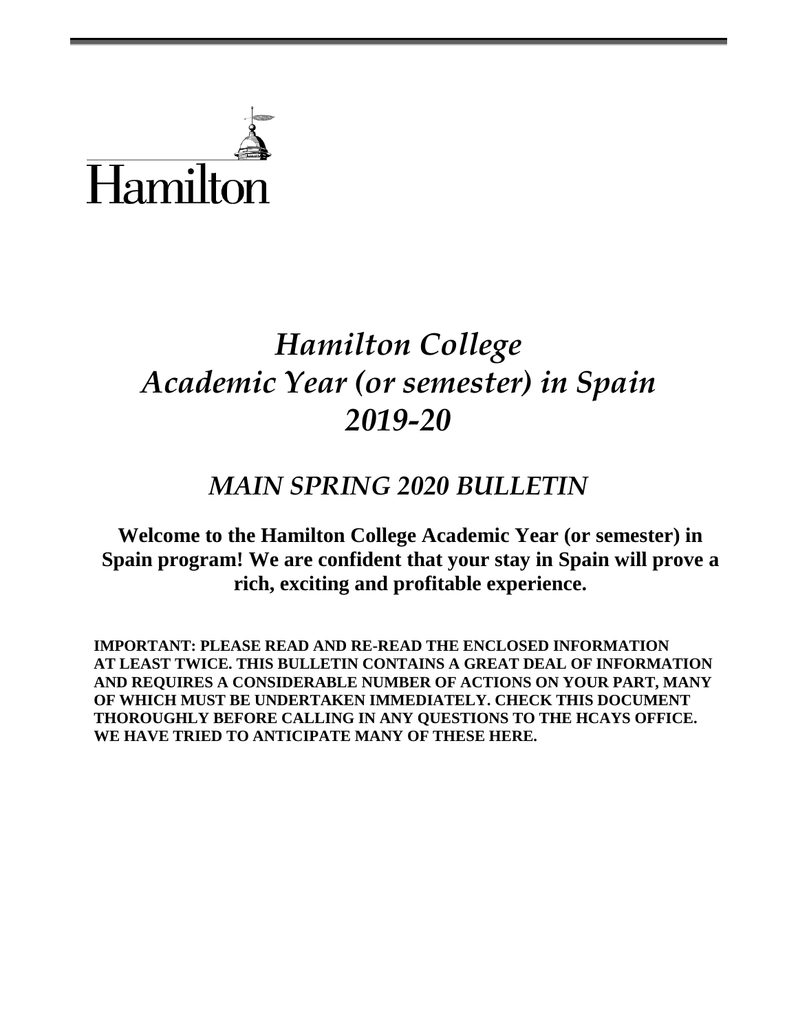Hamilton

# *Hamilton College Academic Year (or semester) in Spain 2019-20*

## *MAIN SPRING 2020 BULLETIN*

**Welcome to the Hamilton College Academic Year (or semester) in Spain program! We are confident that your stay in Spain will prove a rich, exciting and profitable experience.**

**IMPORTANT: PLEASE READ AND RE-READ THE ENCLOSED INFORMATION AT LEAST TWICE. THIS BULLETIN CONTAINS A GREAT DEAL OF INFORMATION AND REQUIRES A CONSIDERABLE NUMBER OF ACTIONS ON YOUR PART, MANY OF WHICH MUST BE UNDERTAKEN IMMEDIATELY. CHECK THIS DOCUMENT THOROUGHLY BEFORE CALLING IN ANY QUESTIONS TO THE HCAYS OFFICE. WE HAVE TRIED TO ANTICIPATE MANY OF THESE HERE.**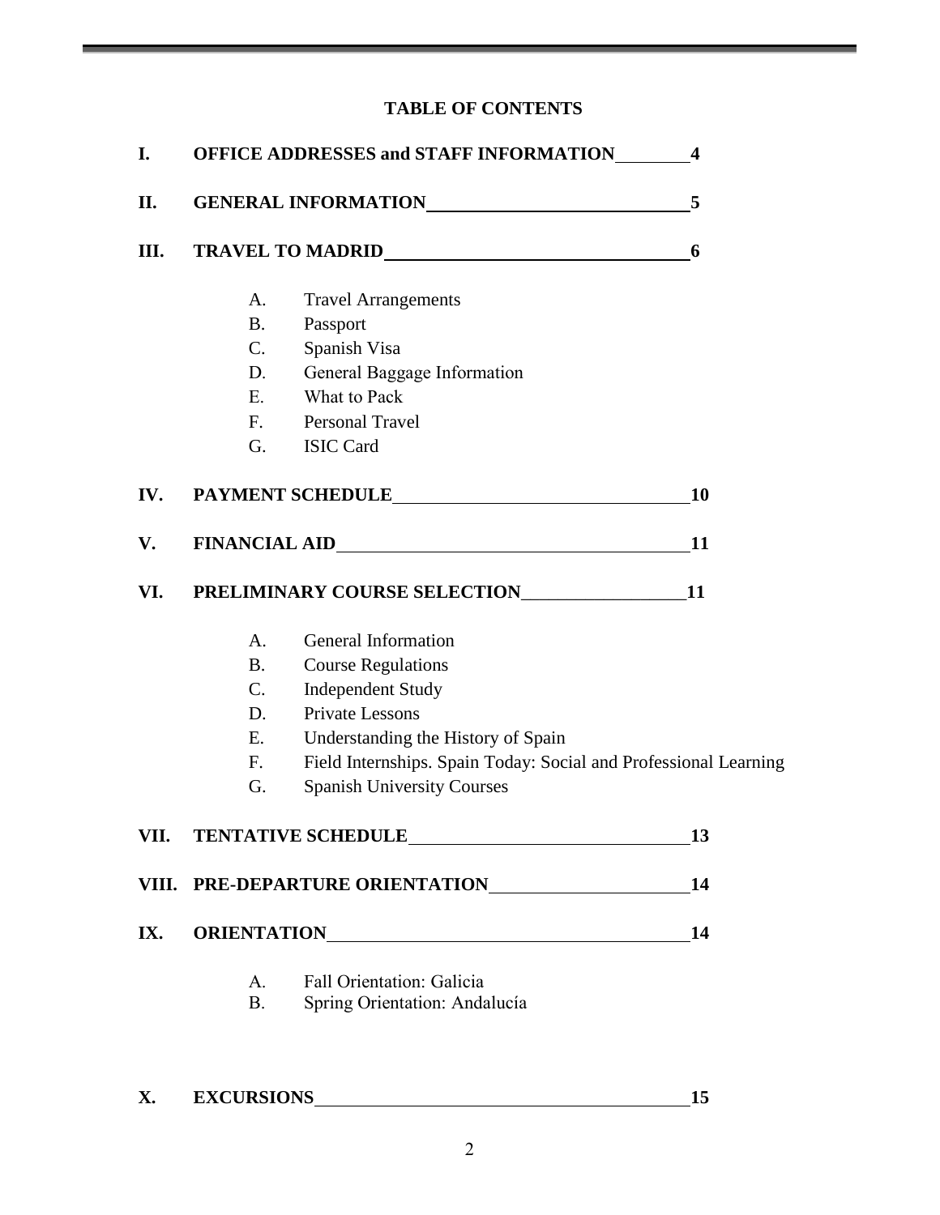**TABLE OF CONTENTS**

**I. OFFICE ADDRESSES and STAFF INFORMATION 4**

**II. GENERAL INFORMATION 5**

**III. TRAVEL TO MADRID 6**

- A. Travel Arrangements
- B. Passport
- C. Spanish Visa
- D. General Baggage Information
- E. What to Pack
- F. Personal Travel
- G. ISIC Card

**IV. PAYMENT SCHEDULE 10**

**V. FINANCIAL AID 11**

**VI. PRELIMINARY COURSE SELECTION 11**

- A. General Information
- B. Course Regulations
- C. Independent Study
- D. Private Lessons
- E. Understanding the History of Spain
- F. Field Internships. Spain Today: Social and Professional Learning
- G. Spanish University Courses

**VII. TENTATIVE SCHEDULE 13**

**VIII. PRE-DEPARTURE ORIENTATION 14**

**IX. ORIENTATION 14**

- A. Fall Orientation: Galicia
- B. Spring Orientation: Andalucía

**X. EXCURSIONS 15**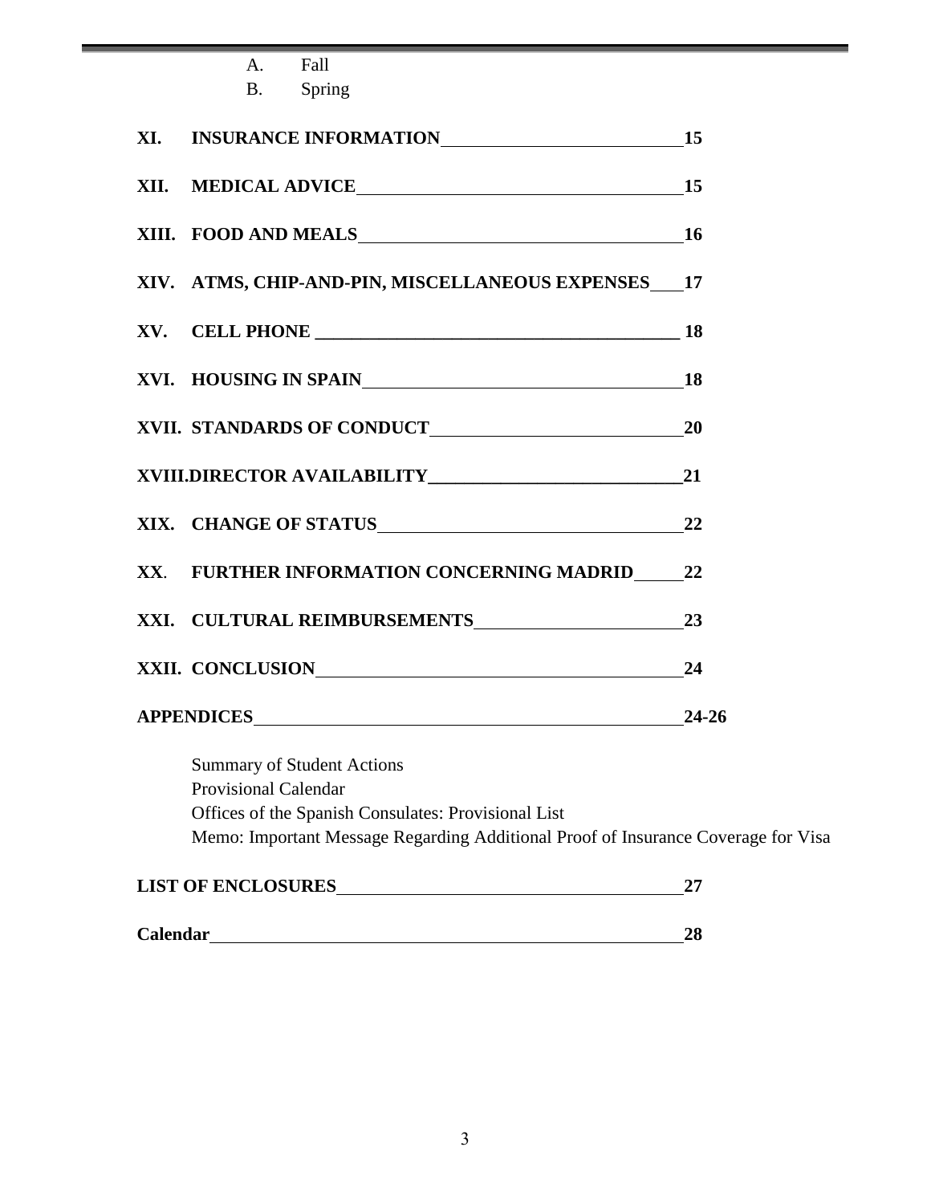A. Fall
B. Spring

**XI. INSURANCE INFORMATION** **15**

**XII. MEDICAL ADVICE** **15**

**XIII. FOOD AND MEALS** **16**

**XIV. ATMS, CHIP-AND-PIN, MISCELLANEOUS EXPENSES** **17**

**XV. CELL PHONE** **18**

**XVI. HOUSING IN SPAIN** **18**

**XVII. STANDARDS OF CONDUCT** **20**

**XVIII.DIRECTOR AVAILABILITY** **21**

**XIX. CHANGE OF STATUS** **22**

**XX. FURTHER INFORMATION CONCERNING MADRID** **22**

**XXI. CULTURAL REIMBURSEMENTS** **23**

**XXII. CONCLUSION** **24**

**APPENDICES** **24-26**

Summary of Student Actions
Provisional Calendar
Offices of the Spanish Consulates: Provisional List
Memo: Important Message Regarding Additional Proof of Insurance Coverage for Visa

**LIST OF ENCLOSURES** **27**

**Calendar** **28**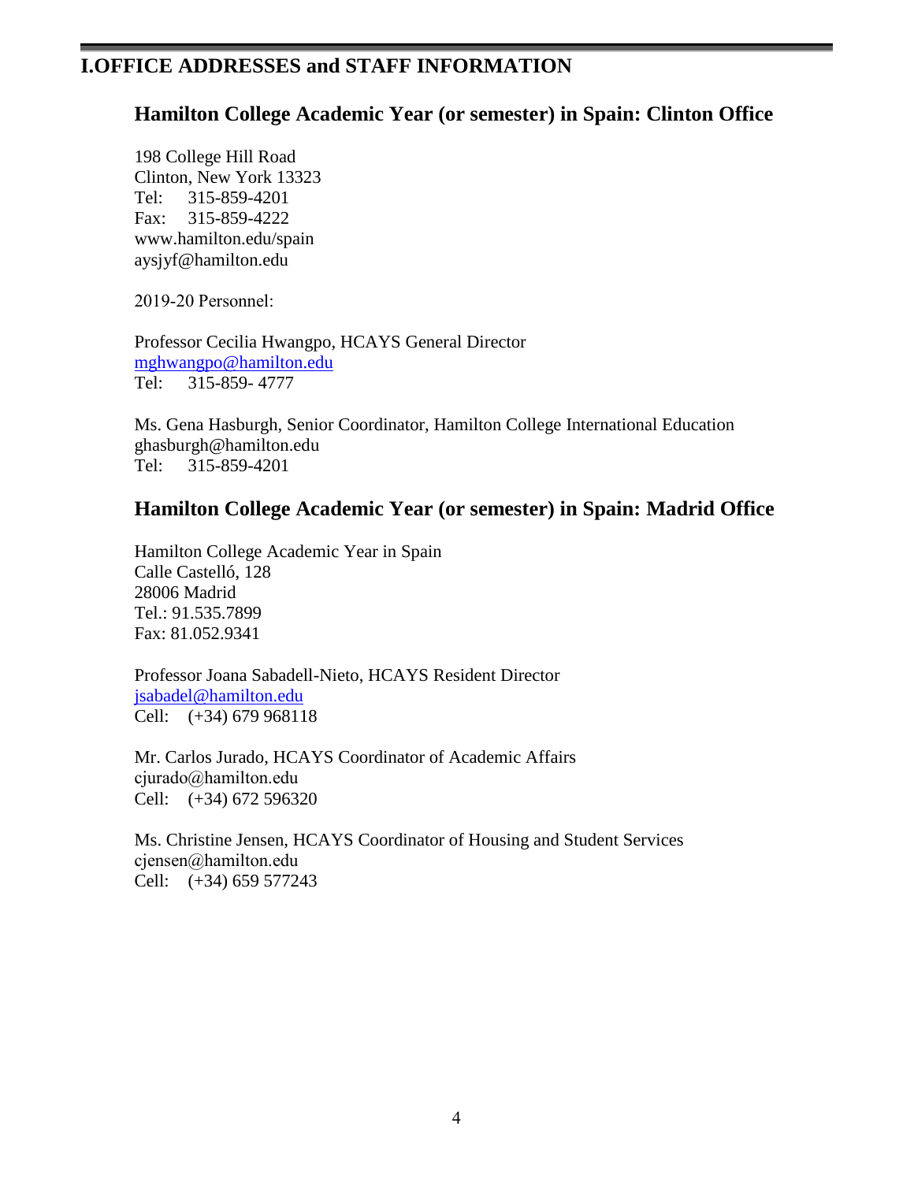# I.OFFICE ADDRESSES and STAFF INFORMATION

## Hamilton College Academic Year (or semester) in Spain: Clinton Office

198 College Hill Road
Clinton, New York 13323
Tel: 315-859-4201
Fax: 315-859-4222
www.hamilton.edu/spain
aysjyf@hamilton.edu

2019-20 Personnel:

Professor Cecilia Hwangpo, HCAYS General Director
mghwangpo@hamilton.edu
Tel: 315-859- 4777

Ms. Gena Hasburgh, Senior Coordinator, Hamilton College International Education
ghasburgh@hamilton.edu
Tel: 315-859-4201

## Hamilton College Academic Year (or semester) in Spain: Madrid Office

Hamilton College Academic Year in Spain
Calle Castelló, 128
28006 Madrid
Tel.: 91.535.7899
Fax: 81.052.9341

Professor Joana Sabadell-Nieto, HCAYS Resident Director
jsabadel@hamilton.edu
Cell: (+34) 679 968118

Mr. Carlos Jurado, HCAYS Coordinator of Academic Affairs
cjurado@hamilton.edu
Cell: (+34) 672 596320

Ms. Christine Jensen, HCAYS Coordinator of Housing and Student Services
cjensen@hamilton.edu
Cell: (+34) 659 577243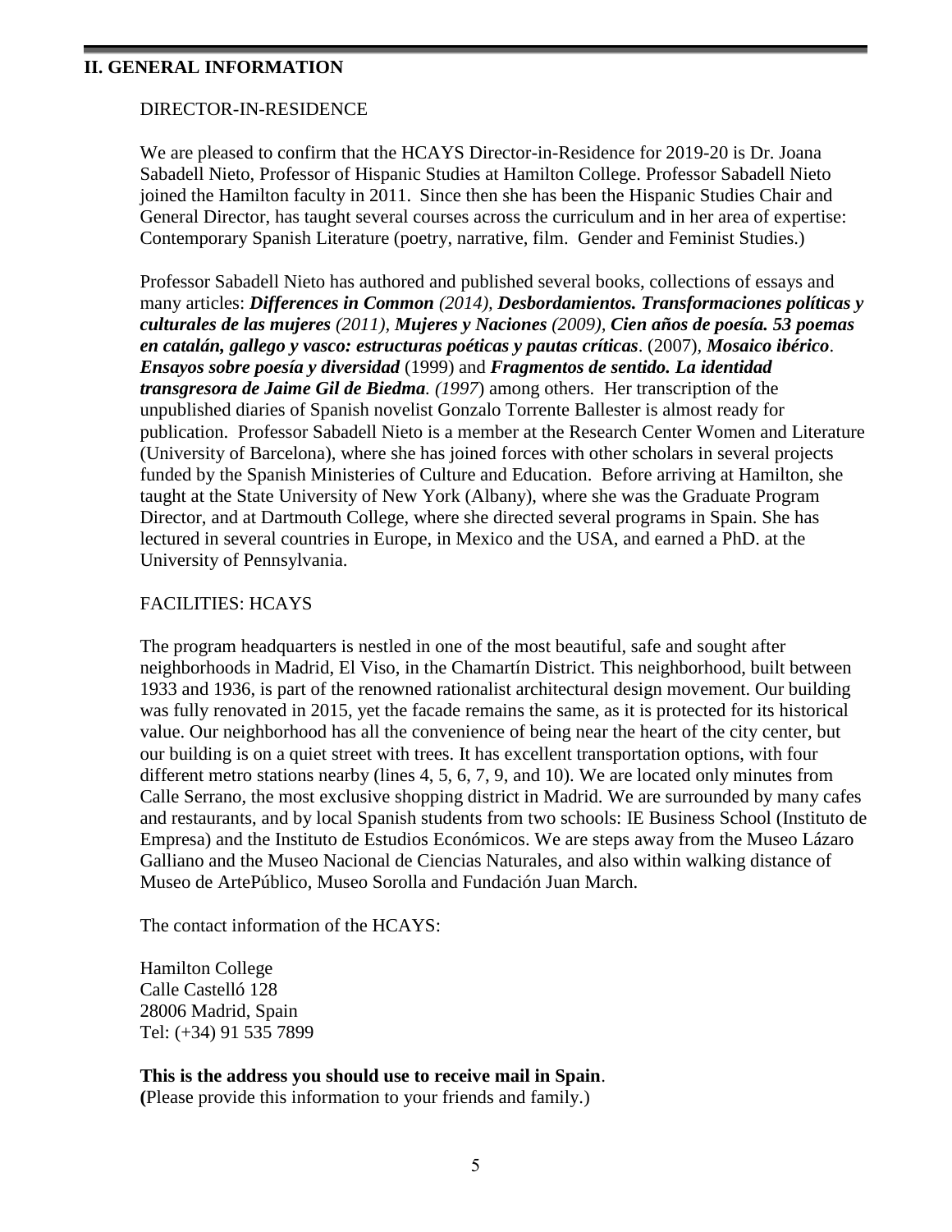## II. GENERAL INFORMATION

### DIRECTOR-IN-RESIDENCE

We are pleased to confirm that the HCAYS Director-in-Residence for 2019-20 is Dr. Joana Sabadell Nieto, Professor of Hispanic Studies at Hamilton College. Professor Sabadell Nieto joined the Hamilton faculty in 2011. Since then she has been the Hispanic Studies Chair and General Director, has taught several courses across the curriculum and in her area of expertise: Contemporary Spanish Literature (poetry, narrative, film. Gender and Feminist Studies.)

Professor Sabadell Nieto has authored and published several books, collections of essays and many articles: ***Differences in Common** (2014)*, ***Desbordamientos. Transformaciones políticas y culturales de las mujeres** (2011)*, ***Mujeres y Naciones** (2009)*, ***Cien años de poesía. 53 poemas en catalán, gallego y vasco: estructuras poéticas y pautas críticas***. (2007), ***Mosaico ibérico. Ensayos sobre poesía y diversidad*** (1999) and ***Fragmentos de sentido. La identidad transgresora de Jaime Gil de Biedma**. (1997*) among others. Her transcription of the unpublished diaries of Spanish novelist Gonzalo Torrente Ballester is almost ready for publication. Professor Sabadell Nieto is a member at the Research Center Women and Literature (University of Barcelona), where she has joined forces with other scholars in several projects funded by the Spanish Ministeries of Culture and Education. Before arriving at Hamilton, she taught at the State University of New York (Albany), where she was the Graduate Program Director, and at Dartmouth College, where she directed several programs in Spain. She has lectured in several countries in Europe, in Mexico and the USA, and earned a PhD. at the University of Pennsylvania.

### FACILITIES: HCAYS

The program headquarters is nestled in one of the most beautiful, safe and sought after neighborhoods in Madrid, El Viso, in the Chamartín District. This neighborhood, built between 1933 and 1936, is part of the renowned rationalist architectural design movement. Our building was fully renovated in 2015, yet the facade remains the same, as it is protected for its historical value. Our neighborhood has all the convenience of being near the heart of the city center, but our building is on a quiet street with trees. It has excellent transportation options, with four different metro stations nearby (lines 4, 5, 6, 7, 9, and 10). We are located only minutes from Calle Serrano, the most exclusive shopping district in Madrid. We are surrounded by many cafes and restaurants, and by local Spanish students from two schools: IE Business School (Instituto de Empresa) and the Instituto de Estudios Económicos. We are steps away from the Museo Lázaro Galliano and the Museo Nacional de Ciencias Naturales, and also within walking distance of Museo de ArtePúblico, Museo Sorolla and Fundación Juan March.

The contact information of the HCAYS:

Hamilton College  
Calle Castelló 128  
28006 Madrid, Spain  
Tel: (+34) 91 535 7899

**This is the address you should use to receive mail in Spain**.  
**(**Please provide this information to your friends and family.)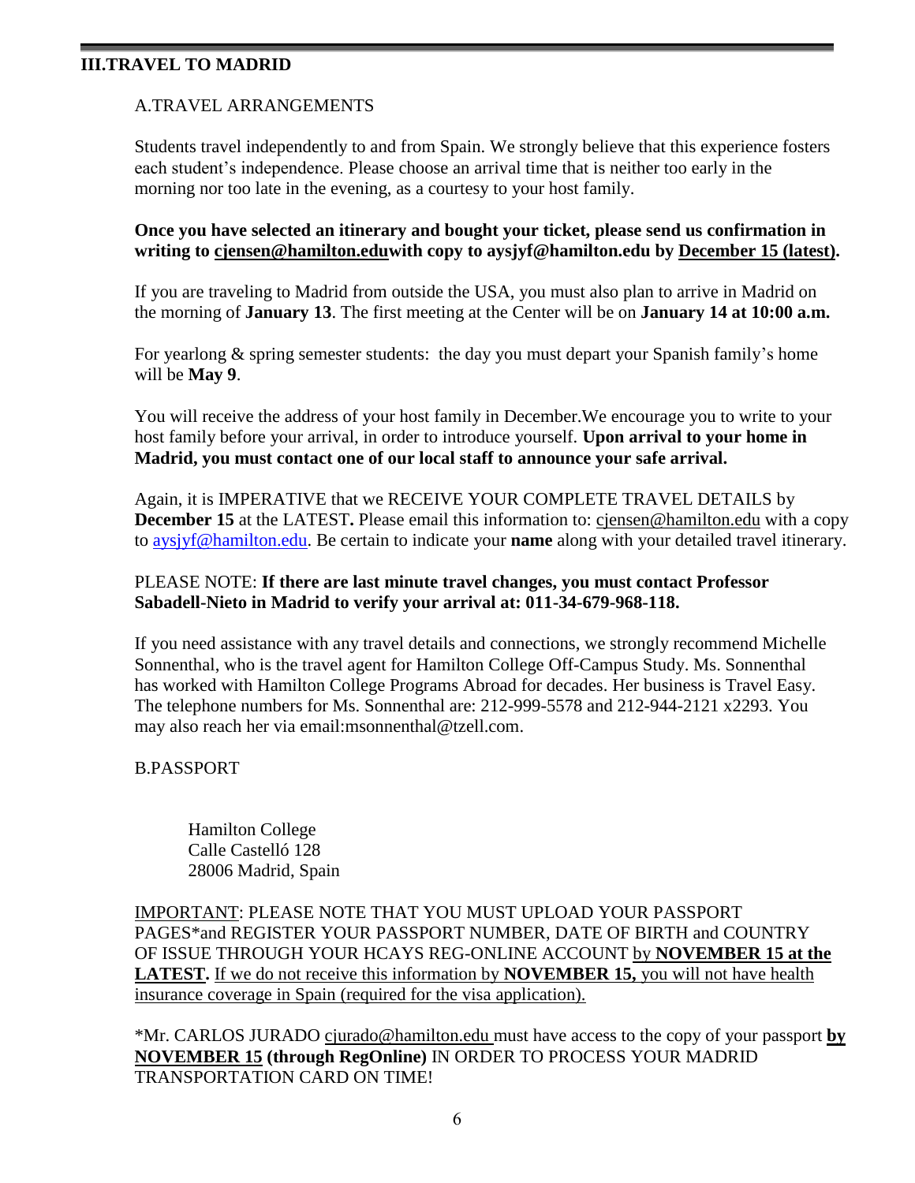## III.TRAVEL TO MADRID

### A.TRAVEL ARRANGEMENTS

Students travel independently to and from Spain. We strongly believe that this experience fosters each student's independence. Please choose an arrival time that is neither too early in the morning nor too late in the evening, as a courtesy to your host family.

**Once you have selected an itinerary and bought your ticket, please send us confirmation in writing to cjensen@hamilton.eduwith copy to aysjyf@hamilton.edu by December 15 (latest).**

If you are traveling to Madrid from outside the USA, you must also plan to arrive in Madrid on the morning of **January 13**. The first meeting at the Center will be on **January 14 at 10:00 a.m.**

For yearlong & spring semester students: the day you must depart your Spanish family's home will be **May 9**.

You will receive the address of your host family in December.We encourage you to write to your host family before your arrival, in order to introduce yourself. **Upon arrival to your home in Madrid, you must contact one of our local staff to announce your safe arrival.**

Again, it is IMPERATIVE that we RECEIVE YOUR COMPLETE TRAVEL DETAILS by **December 15** at the LATEST**.** Please email this information to: cjensen@hamilton.edu with a copy to aysjyf@hamilton.edu. Be certain to indicate your **name** along with your detailed travel itinerary.

PLEASE NOTE: **If there are last minute travel changes, you must contact Professor Sabadell-Nieto in Madrid to verify your arrival at: 011-34-679-968-118.**

If you need assistance with any travel details and connections, we strongly recommend Michelle Sonnenthal, who is the travel agent for Hamilton College Off-Campus Study. Ms. Sonnenthal has worked with Hamilton College Programs Abroad for decades. Her business is Travel Easy. The telephone numbers for Ms. Sonnenthal are: 212-999-5578 and 212-944-2121 x2293. You may also reach her via email:msonnenthal@tzell.com.

### B.PASSPORT

Hamilton College
Calle Castelló 128
28006 Madrid, Spain

IMPORTANT: PLEASE NOTE THAT YOU MUST UPLOAD YOUR PASSPORT PAGES*and REGISTER YOUR PASSPORT NUMBER, DATE OF BIRTH and COUNTRY OF ISSUE THROUGH YOUR HCAYS REG-ONLINE ACCOUNT by **NOVEMBER 15 at the LATEST.** If we do not receive this information by **NOVEMBER 15,** you will not have health insurance coverage in Spain (required for the visa application).

*Mr. CARLOS JURADO cjurado@hamilton.edu must have access to the copy of your passport **by NOVEMBER 15 (through RegOnline)** IN ORDER TO PROCESS YOUR MADRID TRANSPORTATION CARD ON TIME!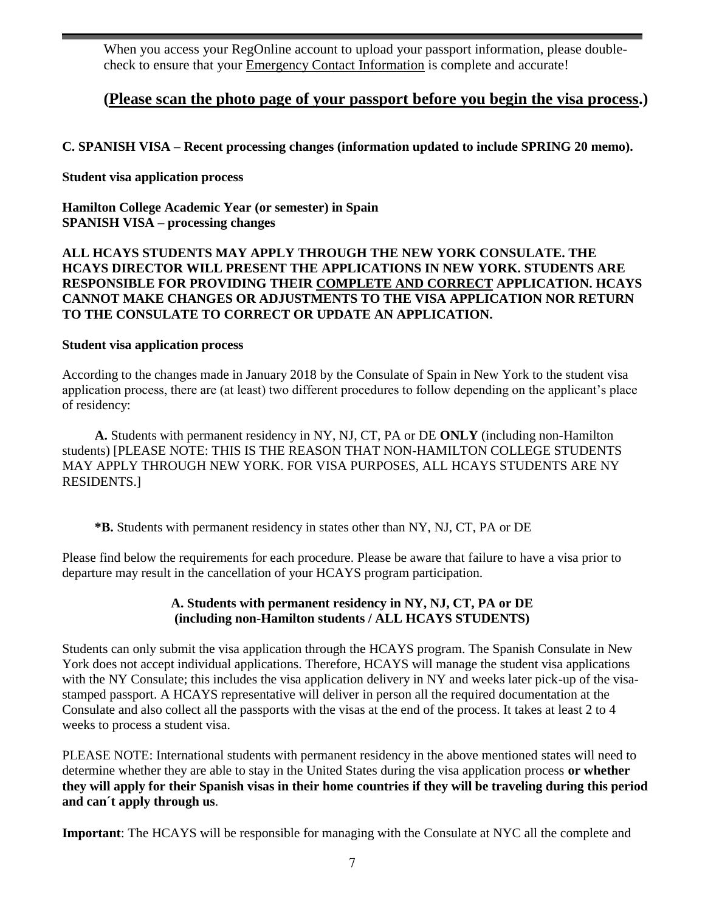When you access your RegOnline account to upload your passport information, please double-check to ensure that your <u>Emergency Contact Information</u> is complete and accurate!

## (<u>Please scan the photo page of your passport before you begin the visa process</u>.)

**C. SPANISH VISA – Recent processing changes (information updated to include SPRING 20 memo).**

**Student visa application process**

**Hamilton College Academic Year (or semester) in Spain**
**SPANISH VISA – processing changes**

**ALL HCAYS STUDENTS MAY APPLY THROUGH THE NEW YORK CONSULATE. THE HCAYS DIRECTOR WILL PRESENT THE APPLICATIONS IN NEW YORK. STUDENTS ARE RESPONSIBLE FOR PROVIDING THEIR <u>COMPLETE AND CORRECT</u> APPLICATION. HCAYS CANNOT MAKE CHANGES OR ADJUSTMENTS TO THE VISA APPLICATION NOR RETURN TO THE CONSULATE TO CORRECT OR UPDATE AN APPLICATION.**

**Student visa application process**

According to the changes made in January 2018 by the Consulate of Spain in New York to the student visa application process, there are (at least) two different procedures to follow depending on the applicant's place of residency:

**A.** Students with permanent residency in NY, NJ, CT, PA or DE **ONLY** (including non-Hamilton students) [PLEASE NOTE: THIS IS THE REASON THAT NON-HAMILTON COLLEGE STUDENTS MAY APPLY THROUGH NEW YORK. FOR VISA PURPOSES, ALL HCAYS STUDENTS ARE NY RESIDENTS.]

**\*B.** Students with permanent residency in states other than NY, NJ, CT, PA or DE

Please find below the requirements for each procedure. Please be aware that failure to have a visa prior to departure may result in the cancellation of your HCAYS program participation.

### A. Students with permanent residency in NY, NJ, CT, PA or DE (including non-Hamilton students / ALL HCAYS STUDENTS)

Students can only submit the visa application through the HCAYS program. The Spanish Consulate in New York does not accept individual applications. Therefore, HCAYS will manage the student visa applications with the NY Consulate; this includes the visa application delivery in NY and weeks later pick-up of the visa-stamped passport. A HCAYS representative will deliver in person all the required documentation at the Consulate and also collect all the passports with the visas at the end of the process. It takes at least 2 to 4 weeks to process a student visa.

PLEASE NOTE: International students with permanent residency in the above mentioned states will need to determine whether they are able to stay in the United States during the visa application process **or whether they will apply for their Spanish visas in their home countries if they will be traveling during this period and can´t apply through us**.

**Important**: The HCAYS will be responsible for managing with the Consulate at NYC all the complete and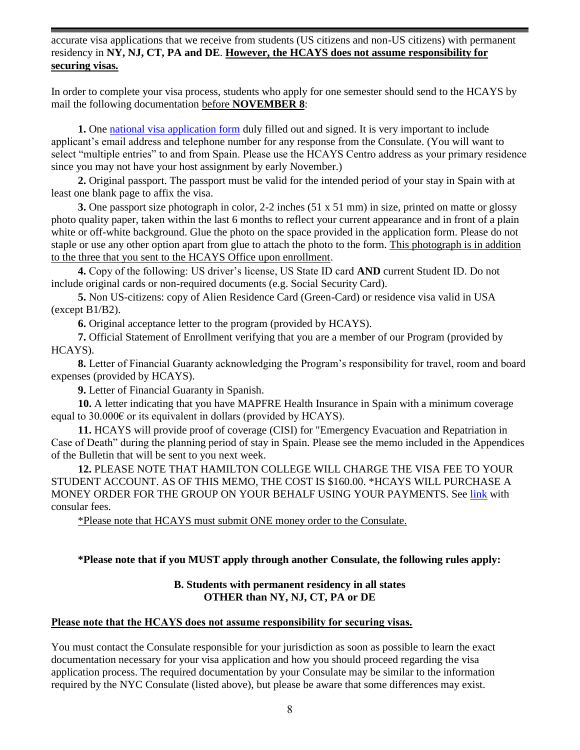accurate visa applications that we receive from students (US citizens and non-US citizens) with permanent residency in **NY, NJ, CT, PA and DE**. **However, the HCAYS does not assume responsibility for securing visas.**

In order to complete your visa process, students who apply for one semester should send to the HCAYS by mail the following documentation before **NOVEMBER 8**:

**1.** One national visa application form duly filled out and signed. It is very important to include applicant's email address and telephone number for any response from the Consulate. (You will want to select "multiple entries" to and from Spain. Please use the HCAYS Centro address as your primary residence since you may not have your host assignment by early November.)

**2.** Original passport. The passport must be valid for the intended period of your stay in Spain with at least one blank page to affix the visa.

**3.** One passport size photograph in color, 2-2 inches (51 x 51 mm) in size, printed on matte or glossy photo quality paper, taken within the last 6 months to reflect your current appearance and in front of a plain white or off-white background. Glue the photo on the space provided in the application form. Please do not staple or use any other option apart from glue to attach the photo to the form. This photograph is in addition to the three that you sent to the HCAYS Office upon enrollment.

**4.** Copy of the following: US driver's license, US State ID card **AND** current Student ID. Do not include original cards or non-required documents (e.g. Social Security Card).

**5.** Non US-citizens: copy of Alien Residence Card (Green-Card) or residence visa valid in USA (except B1/B2).

**6.** Original acceptance letter to the program (provided by HCAYS).

**7.** Official Statement of Enrollment verifying that you are a member of our Program (provided by HCAYS).

**8.** Letter of Financial Guaranty acknowledging the Program's responsibility for travel, room and board expenses (provided by HCAYS).

**9.** Letter of Financial Guaranty in Spanish.

**10.** A letter indicating that you have MAPFRE Health Insurance in Spain with a minimum coverage equal to 30.000€ or its equivalent in dollars (provided by HCAYS).

**11.** HCAYS will provide proof of coverage (CISI) for "Emergency Evacuation and Repatriation in Case of Death" during the planning period of stay in Spain. Please see the memo included in the Appendices of the Bulletin that will be sent to you next week.

**12.** PLEASE NOTE THAT HAMILTON COLLEGE WILL CHARGE THE VISA FEE TO YOUR STUDENT ACCOUNT. AS OF THIS MEMO, THE COST IS $160.00. *HCAYS WILL PURCHASE A MONEY ORDER FOR THE GROUP ON YOUR BEHALF USING YOUR PAYMENTS. See link with consular fees.

*Please note that HCAYS must submit ONE money order to the Consulate.

**\*Please note that if you MUST apply through another Consulate, the following rules apply:**

### B. Students with permanent residency in all states OTHER than NY, NJ, CT, PA or DE

**Please note that the HCAYS does not assume responsibility for securing visas.**

You must contact the Consulate responsible for your jurisdiction as soon as possible to learn the exact documentation necessary for your visa application and how you should proceed regarding the visa application process. The required documentation by your Consulate may be similar to the information required by the NYC Consulate (listed above), but please be aware that some differences may exist.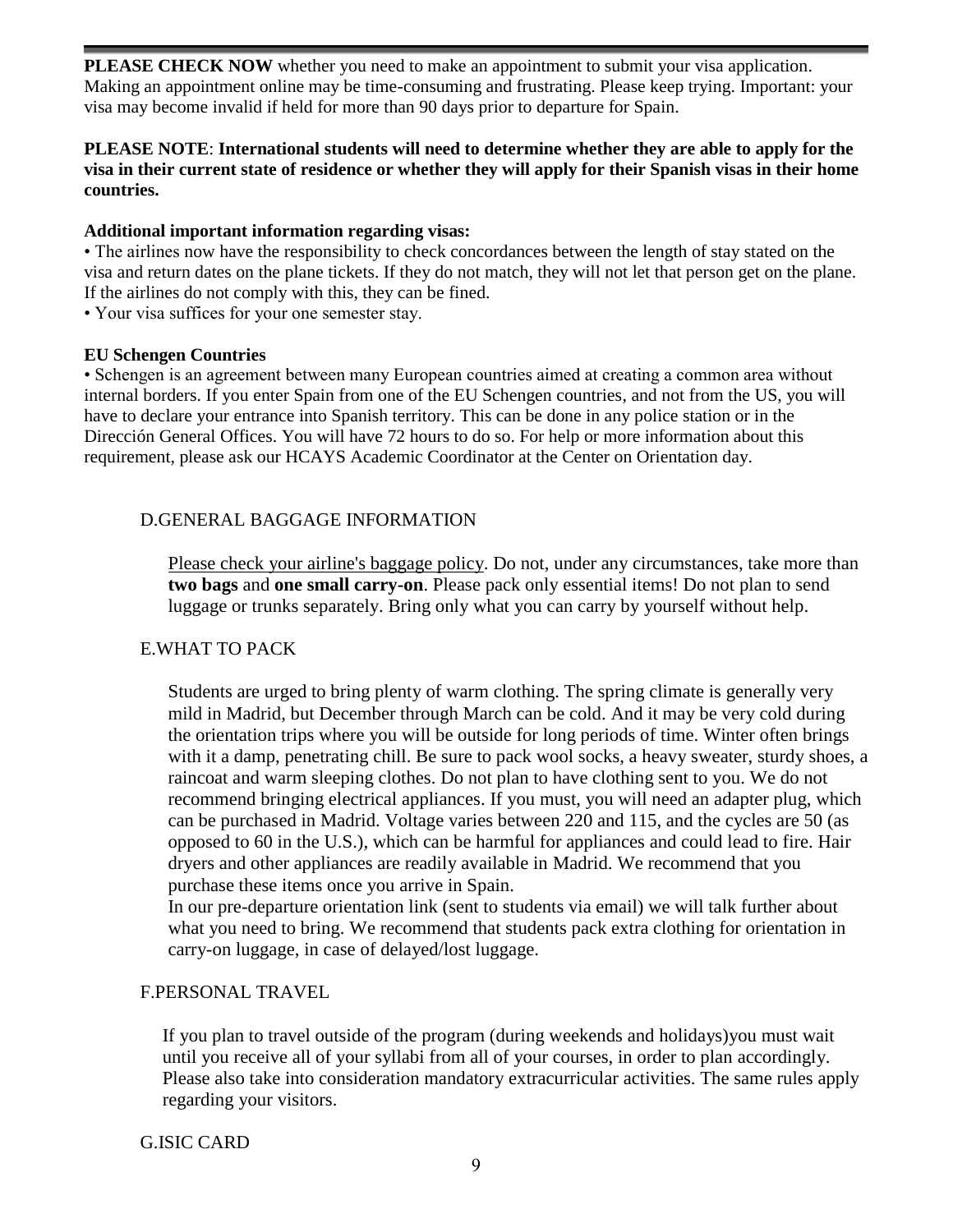**PLEASE CHECK NOW** whether you need to make an appointment to submit your visa application. Making an appointment online may be time-consuming and frustrating. Please keep trying. Important: your visa may become invalid if held for more than 90 days prior to departure for Spain.

**PLEASE NOTE**: **International students will need to determine whether they are able to apply for the visa in their current state of residence or whether they will apply for their Spanish visas in their home countries.**

**Additional important information regarding visas:**

- The airlines now have the responsibility to check concordances between the length of stay stated on the visa and return dates on the plane tickets. If they do not match, they will not let that person get on the plane. If the airlines do not comply with this, they can be fined.
- Your visa suffices for your one semester stay.

**EU Schengen Countries**

- Schengen is an agreement between many European countries aimed at creating a common area without internal borders. If you enter Spain from one of the EU Schengen countries, and not from the US, you will have to declare your entrance into Spanish territory. This can be done in any police station or in the Dirección General Offices. You will have 72 hours to do so. For help or more information about this requirement, please ask our HCAYS Academic Coordinator at the Center on Orientation day.

## D. GENERAL BAGGAGE INFORMATION

Please check your airline's baggage policy. Do not, under any circumstances, take more than **two bags** and **one small carry-on**. Please pack only essential items! Do not plan to send luggage or trunks separately. Bring only what you can carry by yourself without help.

## E. WHAT TO PACK

Students are urged to bring plenty of warm clothing. The spring climate is generally very mild in Madrid, but December through March can be cold. And it may be very cold during the orientation trips where you will be outside for long periods of time. Winter often brings with it a damp, penetrating chill. Be sure to pack wool socks, a heavy sweater, sturdy shoes, a raincoat and warm sleeping clothes. Do not plan to have clothing sent to you. We do not recommend bringing electrical appliances. If you must, you will need an adapter plug, which can be purchased in Madrid. Voltage varies between 220 and 115, and the cycles are 50 (as opposed to 60 in the U.S.), which can be harmful for appliances and could lead to fire. Hair dryers and other appliances are readily available in Madrid. We recommend that you purchase these items once you arrive in Spain.

In our pre-departure orientation link (sent to students via email) we will talk further about what you need to bring. We recommend that students pack extra clothing for orientation in carry-on luggage, in case of delayed/lost luggage.

## F. PERSONAL TRAVEL

If you plan to travel outside of the program (during weekends and holidays)you must wait until you receive all of your syllabi from all of your courses, in order to plan accordingly. Please also take into consideration mandatory extracurricular activities. The same rules apply regarding your visitors.

## G. ISIC CARD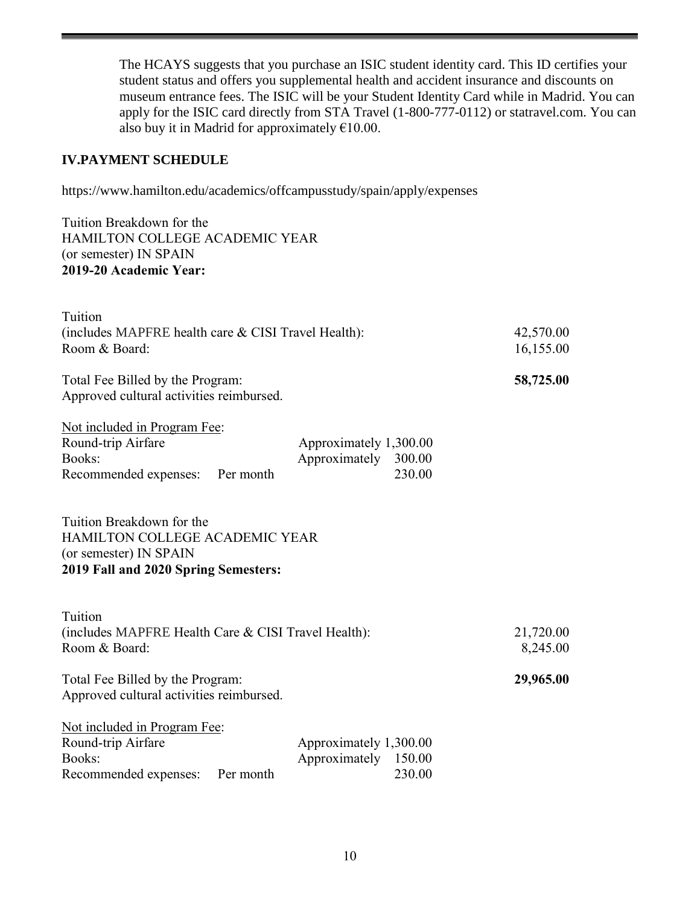The HCAYS suggests that you purchase an ISIC student identity card. This ID certifies your student status and offers you supplemental health and accident insurance and discounts on museum entrance fees. The ISIC will be your Student Identity Card while in Madrid. You can apply for the ISIC card directly from STA Travel (1-800-777-0112) or statravel.com. You can also buy it in Madrid for approximately €10.00.

## IV.PAYMENT SCHEDULE

https://www.hamilton.edu/academics/offcampusstudy/spain/apply/expenses

Tuition Breakdown for the
HAMILTON COLLEGE ACADEMIC YEAR
(or semester) IN SPAIN
**2019-20 Academic Year:**

| | |
|---|---|
| Tuition (includes MAPFRE health care & CISI Travel Health): | 42,570.00 |
| Room & Board: | 16,155.00 |
| Total Fee Billed by the Program: | **58,725.00** |

Approved cultural activities reimbursed.

Not included in Program Fee:

| | |
|---|---|
| Round-trip Airfare | Approximately 1,300.00 |
| Books: | Approximately 300.00 |
| Recommended expenses: Per month | 230.00 |

Tuition Breakdown for the
HAMILTON COLLEGE ACADEMIC YEAR
(or semester) IN SPAIN
**2019 Fall and 2020 Spring Semesters:**

| | |
|---|---|
| Tuition (includes MAPFRE Health Care & CISI Travel Health): | 21,720.00 |
| Room & Board: | 8,245.00 |
| Total Fee Billed by the Program: | **29,965.00** |

Approved cultural activities reimbursed.

Not included in Program Fee:

| | |
|---|---|
| Round-trip Airfare | Approximately 1,300.00 |
| Books: | Approximately 150.00 |
| Recommended expenses: Per month | 230.00 |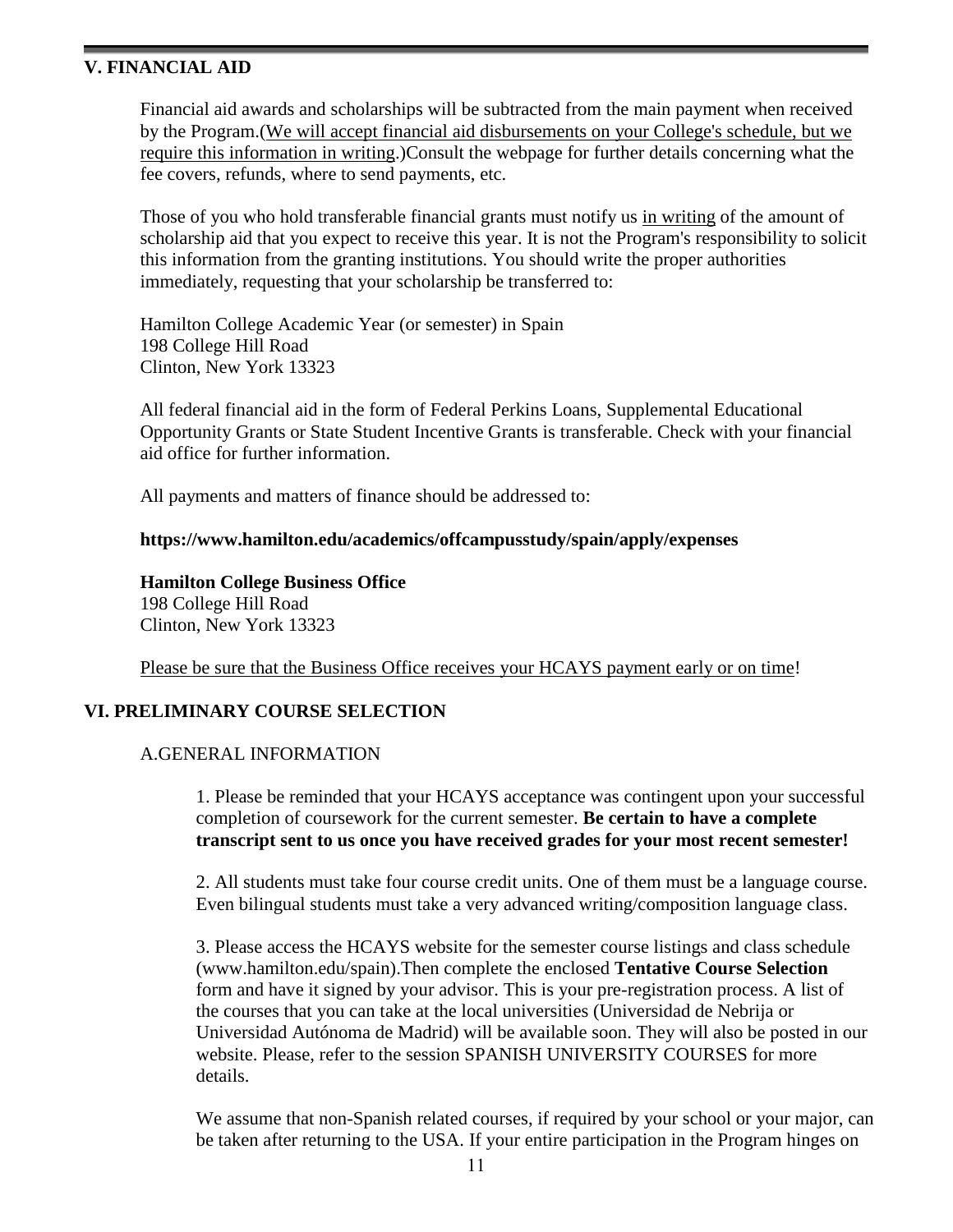## V. FINANCIAL AID

Financial aid awards and scholarships will be subtracted from the main payment when received by the Program.(We will accept financial aid disbursements on your College's schedule, but we require this information in writing.)Consult the webpage for further details concerning what the fee covers, refunds, where to send payments, etc.

Those of you who hold transferable financial grants must notify us in writing of the amount of scholarship aid that you expect to receive this year. It is not the Program's responsibility to solicit this information from the granting institutions. You should write the proper authorities immediately, requesting that your scholarship be transferred to:

Hamilton College Academic Year (or semester) in Spain
198 College Hill Road
Clinton, New York 13323

All federal financial aid in the form of Federal Perkins Loans, Supplemental Educational Opportunity Grants or State Student Incentive Grants is transferable. Check with your financial aid office for further information.

All payments and matters of finance should be addressed to:

**https://www.hamilton.edu/academics/offcampusstudy/spain/apply/expenses**

**Hamilton College Business Office**
198 College Hill Road
Clinton, New York 13323

Please be sure that the Business Office receives your HCAYS payment early or on time!

## VI. PRELIMINARY COURSE SELECTION

### A.GENERAL INFORMATION

1. Please be reminded that your HCAYS acceptance was contingent upon your successful completion of coursework for the current semester. **Be certain to have a complete transcript sent to us once you have received grades for your most recent semester!**

2. All students must take four course credit units. One of them must be a language course. Even bilingual students must take a very advanced writing/composition language class.

3. Please access the HCAYS website for the semester course listings and class schedule (www.hamilton.edu/spain).Then complete the enclosed **Tentative Course Selection** form and have it signed by your advisor. This is your pre-registration process. A list of the courses that you can take at the local universities (Universidad de Nebrija or Universidad Autónoma de Madrid) will be available soon. They will also be posted in our website. Please, refer to the session SPANISH UNIVERSITY COURSES for more details.

We assume that non-Spanish related courses, if required by your school or your major, can be taken after returning to the USA. If your entire participation in the Program hinges on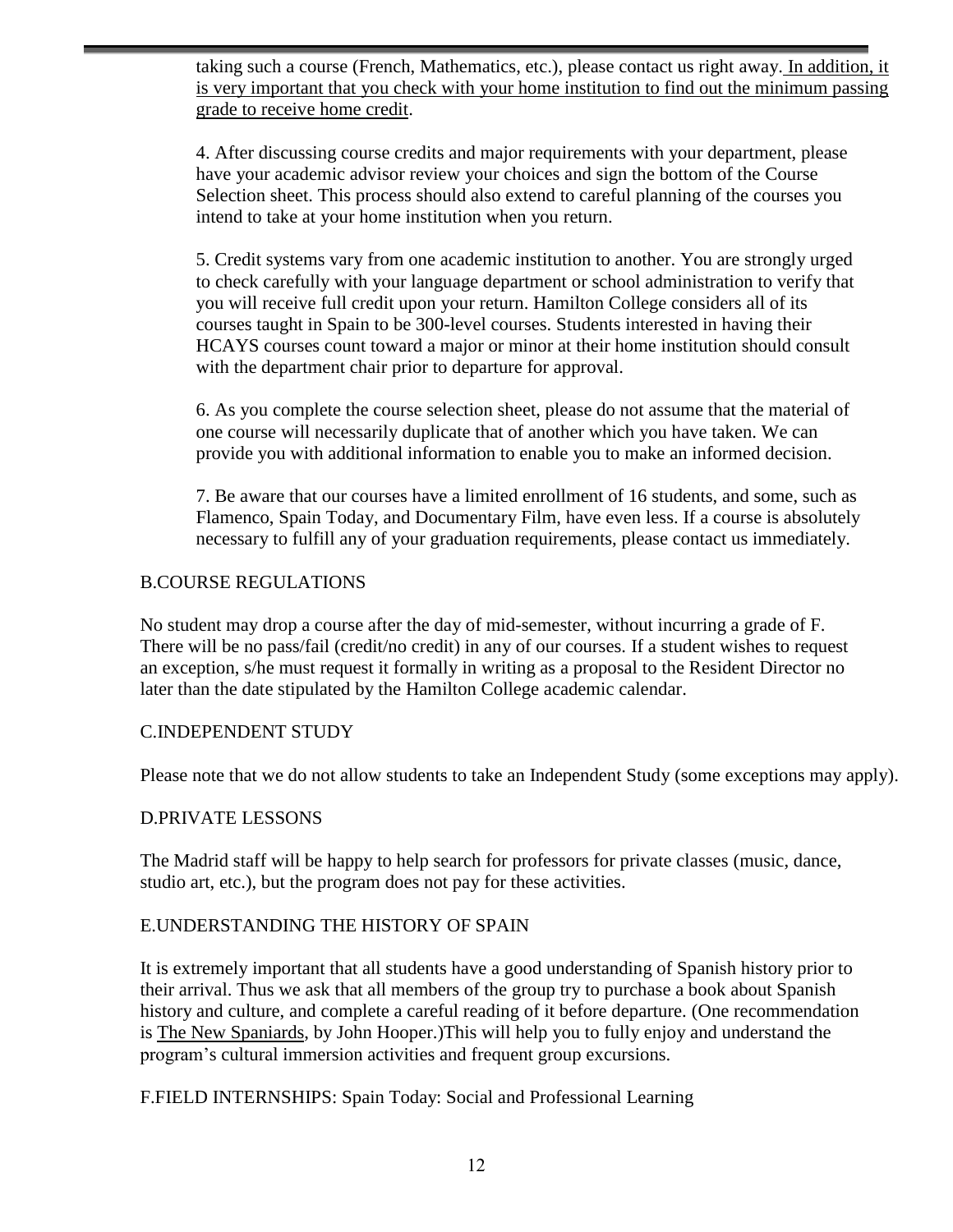taking such a course (French, Mathematics, etc.), please contact us right away. <u>In addition, it is very important that you check with your home institution to find out the minimum passing grade to receive home credit</u>.

4. After discussing course credits and major requirements with your department, please have your academic advisor review your choices and sign the bottom of the Course Selection sheet. This process should also extend to careful planning of the courses you intend to take at your home institution when you return.

5. Credit systems vary from one academic institution to another. You are strongly urged to check carefully with your language department or school administration to verify that you will receive full credit upon your return. Hamilton College considers all of its courses taught in Spain to be 300-level courses. Students interested in having their HCAYS courses count toward a major or minor at their home institution should consult with the department chair prior to departure for approval.

6. As you complete the course selection sheet, please do not assume that the material of one course will necessarily duplicate that of another which you have taken. We can provide you with additional information to enable you to make an informed decision.

7. Be aware that our courses have a limited enrollment of 16 students, and some, such as Flamenco, Spain Today, and Documentary Film, have even less. If a course is absolutely necessary to fulfill any of your graduation requirements, please contact us immediately.

## B.COURSE REGULATIONS

No student may drop a course after the day of mid-semester, without incurring a grade of F. There will be no pass/fail (credit/no credit) in any of our courses. If a student wishes to request an exception, s/he must request it formally in writing as a proposal to the Resident Director no later than the date stipulated by the Hamilton College academic calendar.

## C.INDEPENDENT STUDY

Please note that we do not allow students to take an Independent Study (some exceptions may apply).

## D.PRIVATE LESSONS

The Madrid staff will be happy to help search for professors for private classes (music, dance, studio art, etc.), but the program does not pay for these activities.

## E.UNDERSTANDING THE HISTORY OF SPAIN

It is extremely important that all students have a good understanding of Spanish history prior to their arrival. Thus we ask that all members of the group try to purchase a book about Spanish history and culture, and complete a careful reading of it before departure. (One recommendation is <u>The New Spaniards</u>, by John Hooper.)This will help you to fully enjoy and understand the program's cultural immersion activities and frequent group excursions.

## F.FIELD INTERNSHIPS: Spain Today: Social and Professional Learning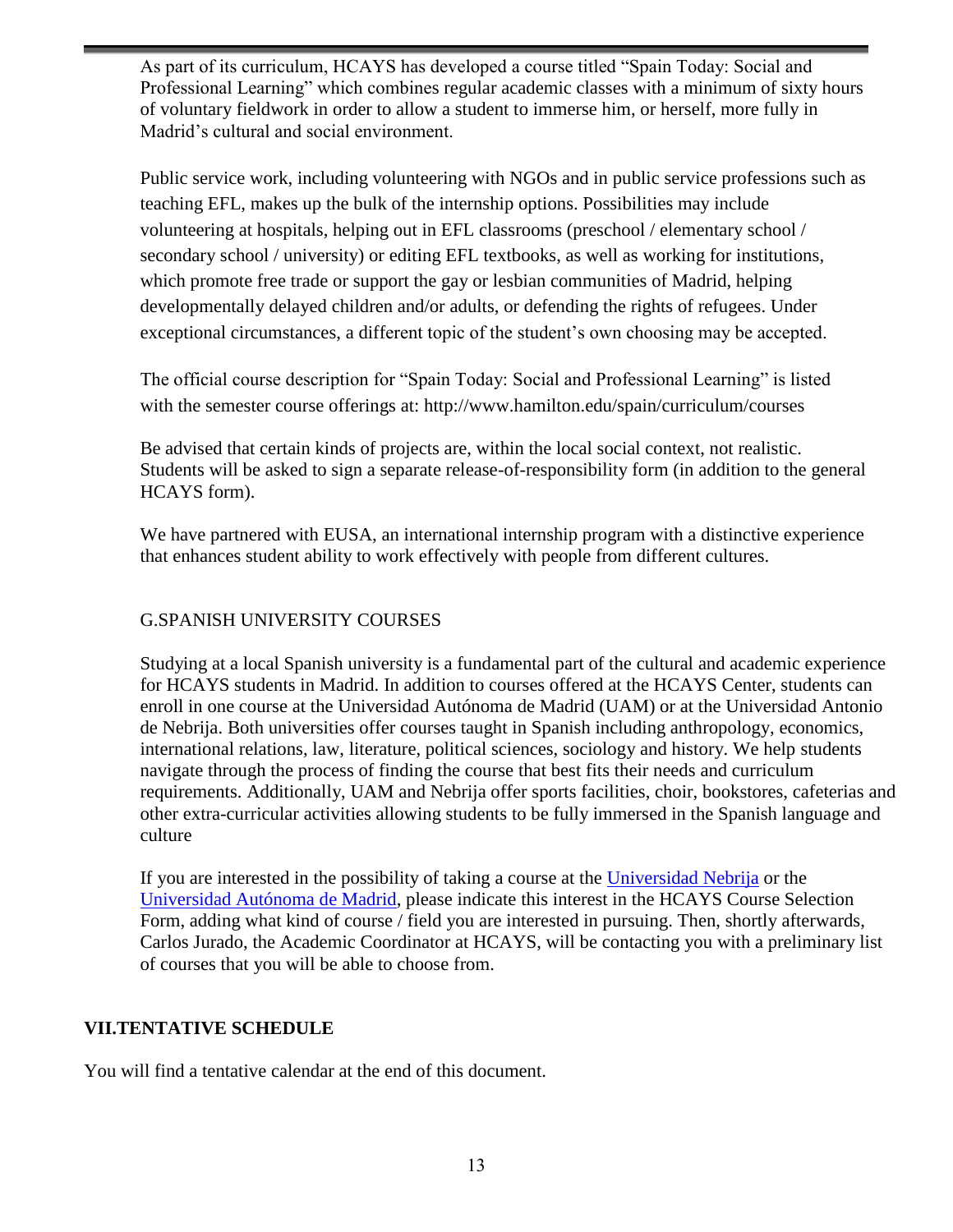As part of its curriculum, HCAYS has developed a course titled "Spain Today: Social and Professional Learning" which combines regular academic classes with a minimum of sixty hours of voluntary fieldwork in order to allow a student to immerse him, or herself, more fully in Madrid's cultural and social environment.

Public service work, including volunteering with NGOs and in public service professions such as teaching EFL, makes up the bulk of the internship options. Possibilities may include volunteering at hospitals, helping out in EFL classrooms (preschool / elementary school / secondary school / university) or editing EFL textbooks, as well as working for institutions, which promote free trade or support the gay or lesbian communities of Madrid, helping developmentally delayed children and/or adults, or defending the rights of refugees. Under exceptional circumstances, a different topic of the student's own choosing may be accepted.

The official course description for "Spain Today: Social and Professional Learning" is listed with the semester course offerings at: http://www.hamilton.edu/spain/curriculum/courses

Be advised that certain kinds of projects are, within the local social context, not realistic. Students will be asked to sign a separate release-of-responsibility form (in addition to the general HCAYS form).

We have partnered with EUSA, an international internship program with a distinctive experience that enhances student ability to work effectively with people from different cultures.

### G.SPANISH UNIVERSITY COURSES

Studying at a local Spanish university is a fundamental part of the cultural and academic experience for HCAYS students in Madrid. In addition to courses offered at the HCAYS Center, students can enroll in one course at the Universidad Autónoma de Madrid (UAM) or at the Universidad Antonio de Nebrija. Both universities offer courses taught in Spanish including anthropology, economics, international relations, law, literature, political sciences, sociology and history. We help students navigate through the process of finding the course that best fits their needs and curriculum requirements. Additionally, UAM and Nebrija offer sports facilities, choir, bookstores, cafeterias and other extra-curricular activities allowing students to be fully immersed in the Spanish language and culture

If you are interested in the possibility of taking a course at the Universidad Nebrija or the Universidad Autónoma de Madrid, please indicate this interest in the HCAYS Course Selection Form, adding what kind of course / field you are interested in pursuing. Then, shortly afterwards, Carlos Jurado, the Academic Coordinator at HCAYS, will be contacting you with a preliminary list of courses that you will be able to choose from.

## VII.TENTATIVE SCHEDULE

You will find a tentative calendar at the end of this document.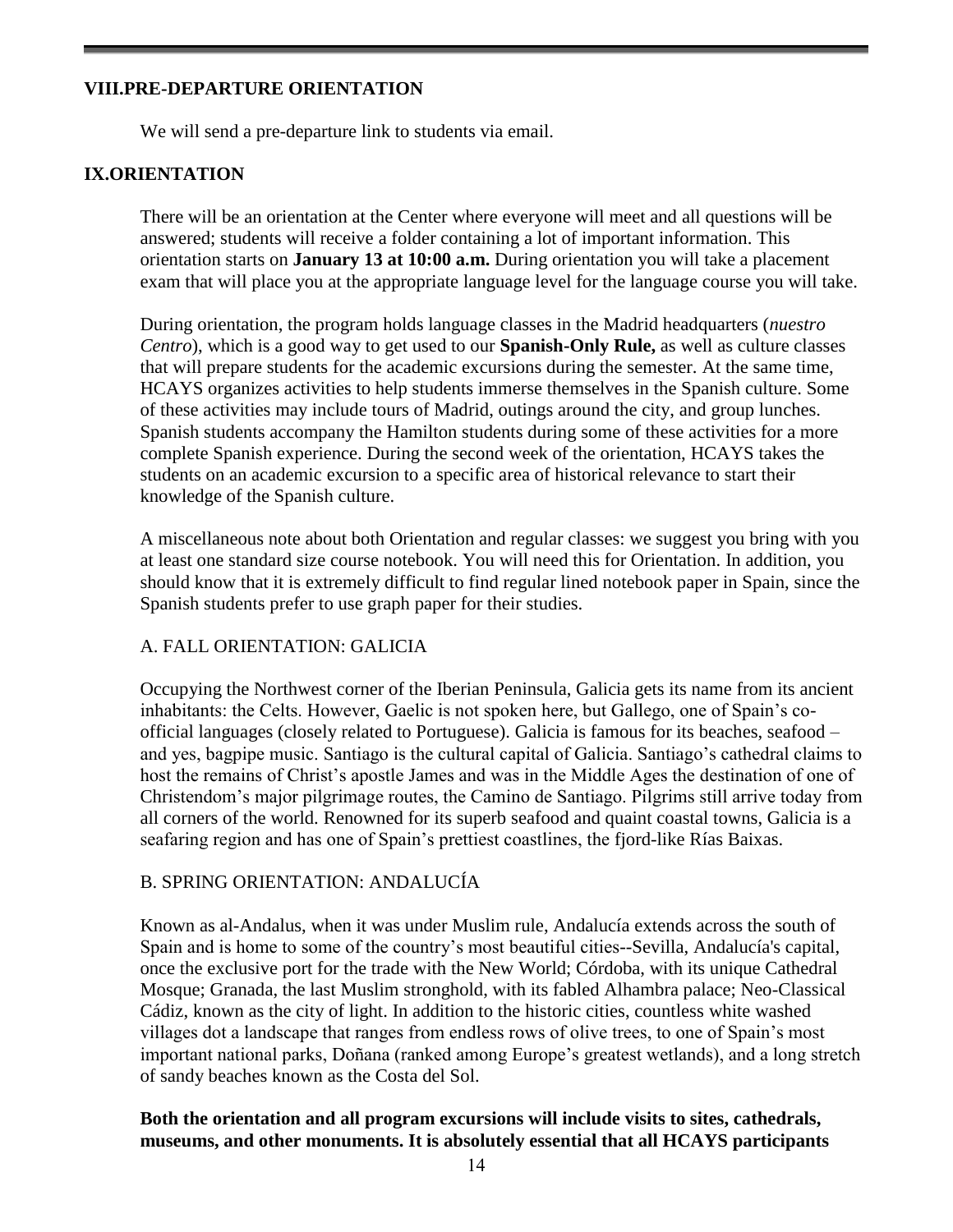## VIII.PRE-DEPARTURE ORIENTATION

We will send a pre-departure link to students via email.

## IX.ORIENTATION

There will be an orientation at the Center where everyone will meet and all questions will be answered; students will receive a folder containing a lot of important information. This orientation starts on **January 13 at 10:00 a.m.** During orientation you will take a placement exam that will place you at the appropriate language level for the language course you will take.

During orientation, the program holds language classes in the Madrid headquarters (*nuestro Centro*), which is a good way to get used to our **Spanish-Only Rule,** as well as culture classes that will prepare students for the academic excursions during the semester. At the same time, HCAYS organizes activities to help students immerse themselves in the Spanish culture. Some of these activities may include tours of Madrid, outings around the city, and group lunches. Spanish students accompany the Hamilton students during some of these activities for a more complete Spanish experience. During the second week of the orientation, HCAYS takes the students on an academic excursion to a specific area of historical relevance to start their knowledge of the Spanish culture.

A miscellaneous note about both Orientation and regular classes: we suggest you bring with you at least one standard size course notebook. You will need this for Orientation. In addition, you should know that it is extremely difficult to find regular lined notebook paper in Spain, since the Spanish students prefer to use graph paper for their studies.

### A. FALL ORIENTATION: GALICIA

Occupying the Northwest corner of the Iberian Peninsula, Galicia gets its name from its ancient inhabitants: the Celts. However, Gaelic is not spoken here, but Gallego, one of Spain's co-official languages (closely related to Portuguese). Galicia is famous for its beaches, seafood – and yes, bagpipe music. Santiago is the cultural capital of Galicia. Santiago's cathedral claims to host the remains of Christ's apostle James and was in the Middle Ages the destination of one of Christendom's major pilgrimage routes, the Camino de Santiago. Pilgrims still arrive today from all corners of the world. Renowned for its superb seafood and quaint coastal towns, Galicia is a seafaring region and has one of Spain's prettiest coastlines, the fjord-like Rías Baixas.

### B. SPRING ORIENTATION: ANDALUCÍA

Known as al-Andalus, when it was under Muslim rule, Andalucía extends across the south of Spain and is home to some of the country's most beautiful cities--Sevilla, Andalucía's capital, once the exclusive port for the trade with the New World; Córdoba, with its unique Cathedral Mosque; Granada, the last Muslim stronghold, with its fabled Alhambra palace; Neo-Classical Cádiz, known as the city of light. In addition to the historic cities, countless white washed villages dot a landscape that ranges from endless rows of olive trees, to one of Spain's most important national parks, Doñana (ranked among Europe's greatest wetlands), and a long stretch of sandy beaches known as the Costa del Sol.

**Both the orientation and all program excursions will include visits to sites, cathedrals, museums, and other monuments. It is absolutely essential that all HCAYS participants**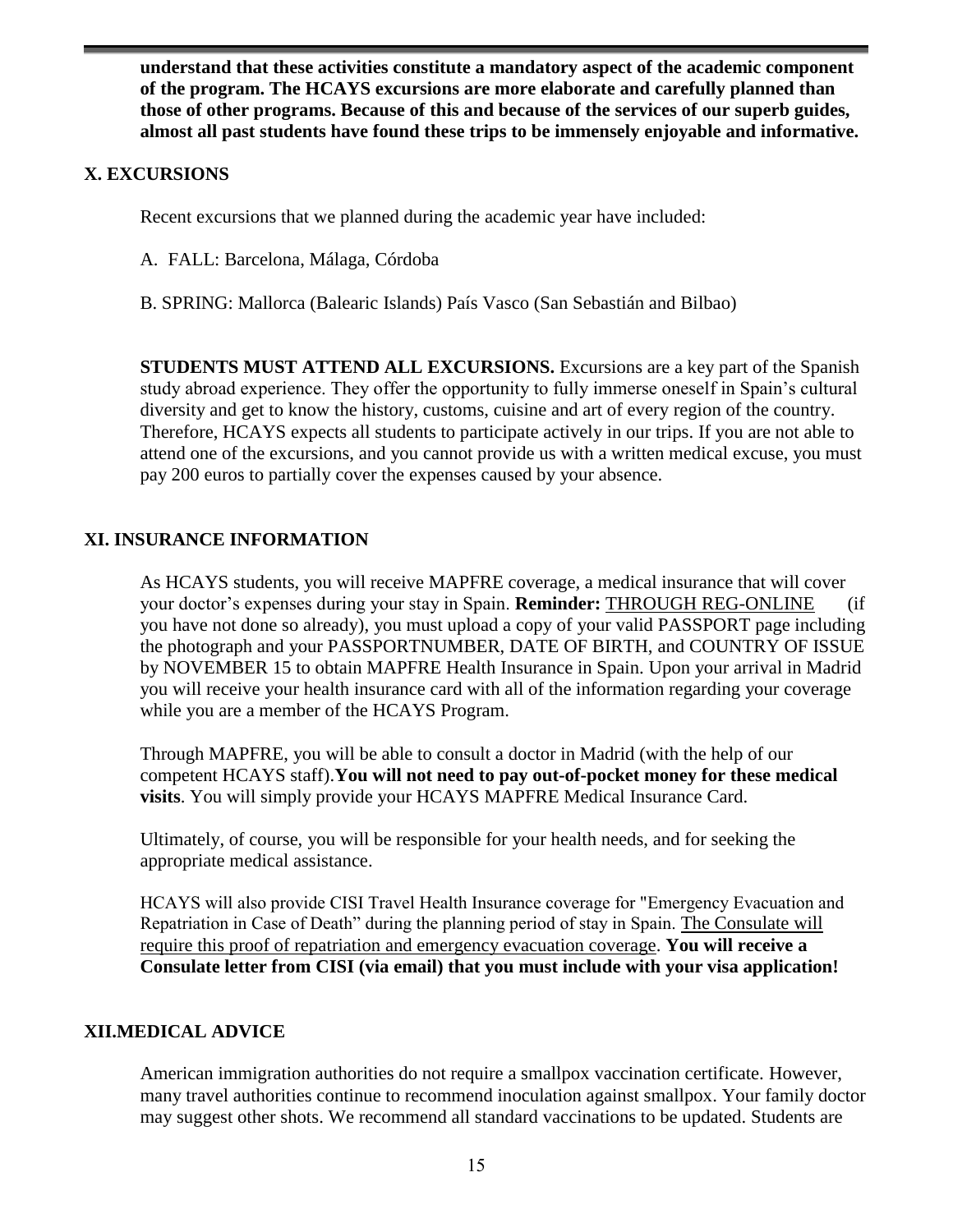**understand that these activities constitute a mandatory aspect of the academic component of the program. The HCAYS excursions are more elaborate and carefully planned than those of other programs. Because of this and because of the services of our superb guides, almost all past students have found these trips to be immensely enjoyable and informative.**

## X. EXCURSIONS

Recent excursions that we planned during the academic year have included:

A. FALL: Barcelona, Málaga, Córdoba

B. SPRING: Mallorca (Balearic Islands) País Vasco (San Sebastián and Bilbao)

**STUDENTS MUST ATTEND ALL EXCURSIONS.** Excursions are a key part of the Spanish study abroad experience. They offer the opportunity to fully immerse oneself in Spain's cultural diversity and get to know the history, customs, cuisine and art of every region of the country. Therefore, HCAYS expects all students to participate actively in our trips. If you are not able to attend one of the excursions, and you cannot provide us with a written medical excuse, you must pay 200 euros to partially cover the expenses caused by your absence.

## XI. INSURANCE INFORMATION

As HCAYS students, you will receive MAPFRE coverage, a medical insurance that will cover your doctor's expenses during your stay in Spain. **Reminder:** THROUGH REG-ONLINE (if you have not done so already), you must upload a copy of your valid PASSPORT page including the photograph and your PASSPORTNUMBER, DATE OF BIRTH, and COUNTRY OF ISSUE by NOVEMBER 15 to obtain MAPFRE Health Insurance in Spain. Upon your arrival in Madrid you will receive your health insurance card with all of the information regarding your coverage while you are a member of the HCAYS Program.

Through MAPFRE, you will be able to consult a doctor in Madrid (with the help of our competent HCAYS staff).**You will not need to pay out-of-pocket money for these medical visits**. You will simply provide your HCAYS MAPFRE Medical Insurance Card.

Ultimately, of course, you will be responsible for your health needs, and for seeking the appropriate medical assistance.

HCAYS will also provide CISI Travel Health Insurance coverage for "Emergency Evacuation and Repatriation in Case of Death" during the planning period of stay in Spain. The Consulate will require this proof of repatriation and emergency evacuation coverage. **You will receive a Consulate letter from CISI (via email) that you must include with your visa application!**

## XII.MEDICAL ADVICE

American immigration authorities do not require a smallpox vaccination certificate. However, many travel authorities continue to recommend inoculation against smallpox. Your family doctor may suggest other shots. We recommend all standard vaccinations to be updated. Students are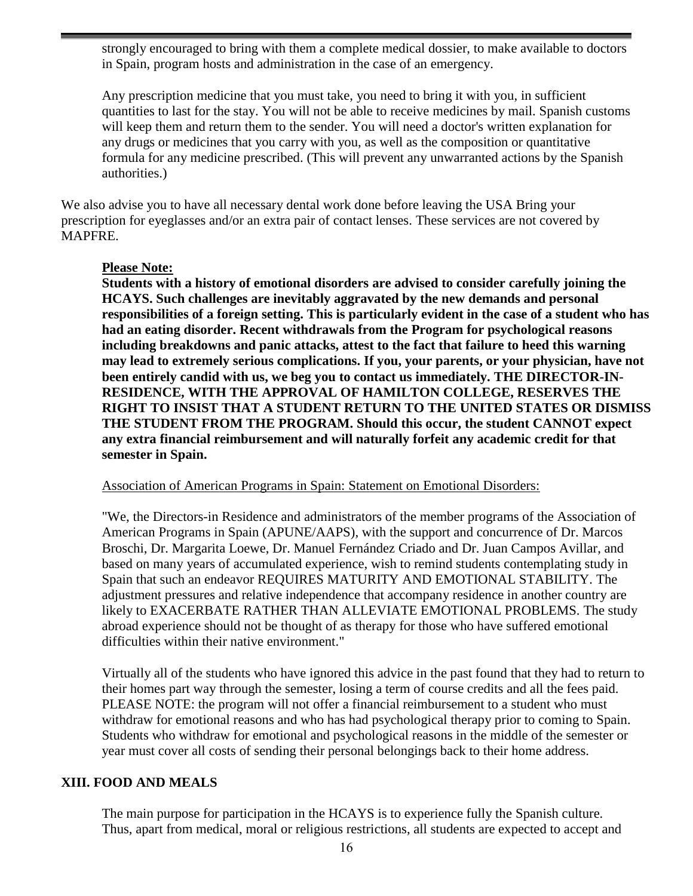strongly encouraged to bring with them a complete medical dossier, to make available to doctors in Spain, program hosts and administration in the case of an emergency.

Any prescription medicine that you must take, you need to bring it with you, in sufficient quantities to last for the stay. You will not be able to receive medicines by mail. Spanish customs will keep them and return them to the sender. You will need a doctor's written explanation for any drugs or medicines that you carry with you, as well as the composition or quantitative formula for any medicine prescribed. (This will prevent any unwarranted actions by the Spanish authorities.)

We also advise you to have all necessary dental work done before leaving the USA Bring your prescription for eyeglasses and/or an extra pair of contact lenses. These services are not covered by MAPFRE.

**Please Note:**

**Students with a history of emotional disorders are advised to consider carefully joining the HCAYS. Such challenges are inevitably aggravated by the new demands and personal responsibilities of a foreign setting. This is particularly evident in the case of a student who has had an eating disorder. Recent withdrawals from the Program for psychological reasons including breakdowns and panic attacks, attest to the fact that failure to heed this warning may lead to extremely serious complications. If you, your parents, or your physician, have not been entirely candid with us, we beg you to contact us immediately. THE DIRECTOR-IN-RESIDENCE, WITH THE APPROVAL OF HAMILTON COLLEGE, RESERVES THE RIGHT TO INSIST THAT A STUDENT RETURN TO THE UNITED STATES OR DISMISS THE STUDENT FROM THE PROGRAM. Should this occur, the student CANNOT expect any extra financial reimbursement and will naturally forfeit any academic credit for that semester in Spain.**

Association of American Programs in Spain: Statement on Emotional Disorders:

"We, the Directors-in Residence and administrators of the member programs of the Association of American Programs in Spain (APUNE/AAPS), with the support and concurrence of Dr. Marcos Broschi, Dr. Margarita Loewe, Dr. Manuel Fernández Criado and Dr. Juan Campos Avillar, and based on many years of accumulated experience, wish to remind students contemplating study in Spain that such an endeavor REQUIRES MATURITY AND EMOTIONAL STABILITY. The adjustment pressures and relative independence that accompany residence in another country are likely to EXACERBATE RATHER THAN ALLEVIATE EMOTIONAL PROBLEMS. The study abroad experience should not be thought of as therapy for those who have suffered emotional difficulties within their native environment."

Virtually all of the students who have ignored this advice in the past found that they had to return to their homes part way through the semester, losing a term of course credits and all the fees paid. PLEASE NOTE: the program will not offer a financial reimbursement to a student who must withdraw for emotional reasons and who has had psychological therapy prior to coming to Spain. Students who withdraw for emotional and psychological reasons in the middle of the semester or year must cover all costs of sending their personal belongings back to their home address.

## XIII. FOOD AND MEALS

The main purpose for participation in the HCAYS is to experience fully the Spanish culture. Thus, apart from medical, moral or religious restrictions, all students are expected to accept and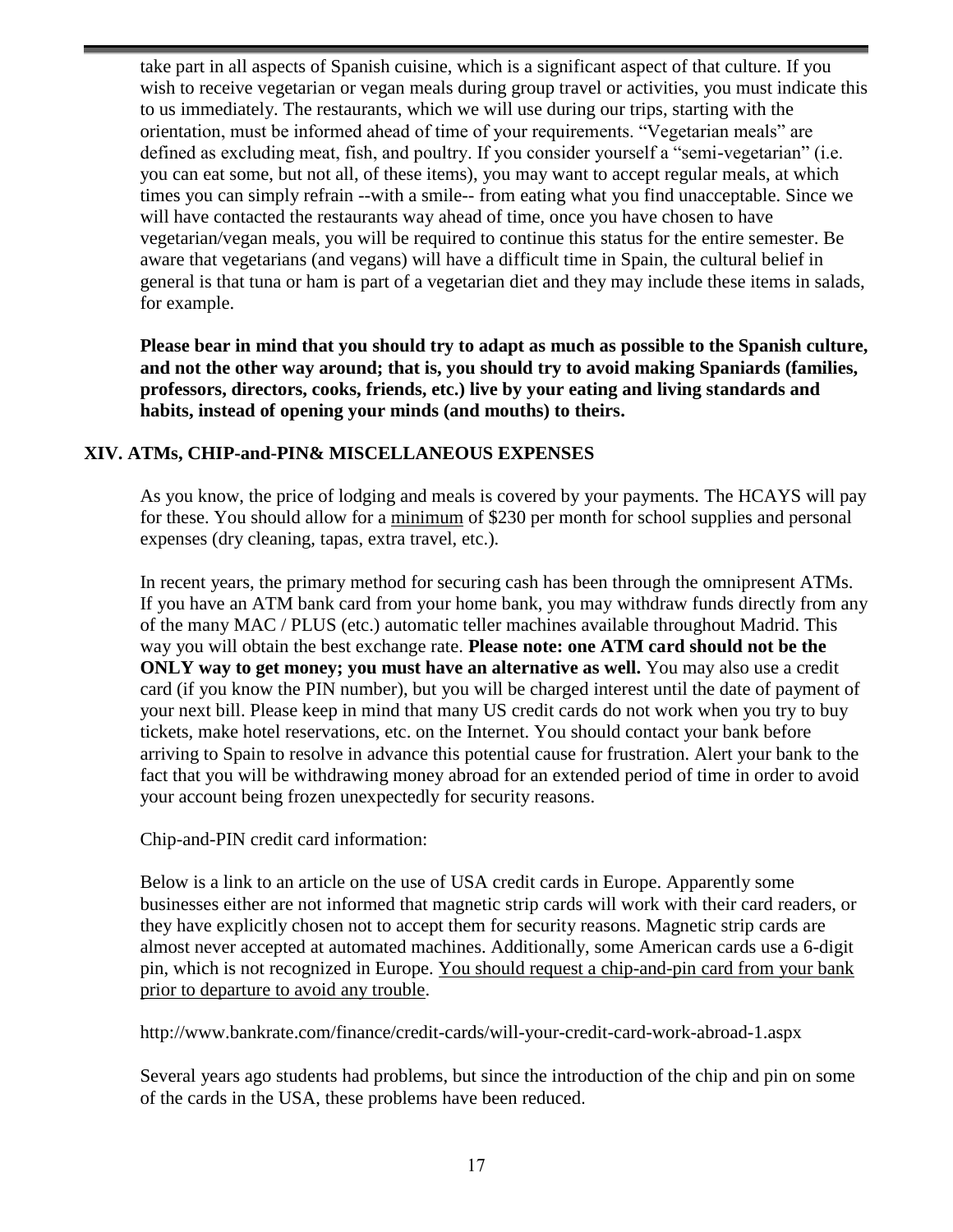take part in all aspects of Spanish cuisine, which is a significant aspect of that culture. If you wish to receive vegetarian or vegan meals during group travel or activities, you must indicate this to us immediately. The restaurants, which we will use during our trips, starting with the orientation, must be informed ahead of time of your requirements. "Vegetarian meals" are defined as excluding meat, fish, and poultry. If you consider yourself a "semi-vegetarian" (i.e. you can eat some, but not all, of these items), you may want to accept regular meals, at which times you can simply refrain --with a smile-- from eating what you find unacceptable. Since we will have contacted the restaurants way ahead of time, once you have chosen to have vegetarian/vegan meals, you will be required to continue this status for the entire semester. Be aware that vegetarians (and vegans) will have a difficult time in Spain, the cultural belief in general is that tuna or ham is part of a vegetarian diet and they may include these items in salads, for example.

**Please bear in mind that you should try to adapt as much as possible to the Spanish culture, and not the other way around; that is, you should try to avoid making Spaniards (families, professors, directors, cooks, friends, etc.) live by your eating and living standards and habits, instead of opening your minds (and mouths) to theirs.**

## XIV. ATMs, CHIP-and-PIN& MISCELLANEOUS EXPENSES

As you know, the price of lodging and meals is covered by your payments. The HCAYS will pay for these. You should allow for a minimum of $230 per month for school supplies and personal expenses (dry cleaning, tapas, extra travel, etc.).

In recent years, the primary method for securing cash has been through the omnipresent ATMs. If you have an ATM bank card from your home bank, you may withdraw funds directly from any of the many MAC / PLUS (etc.) automatic teller machines available throughout Madrid. This way you will obtain the best exchange rate. **Please note: one ATM card should not be the ONLY way to get money; you must have an alternative as well.** You may also use a credit card (if you know the PIN number), but you will be charged interest until the date of payment of your next bill. Please keep in mind that many US credit cards do not work when you try to buy tickets, make hotel reservations, etc. on the Internet. You should contact your bank before arriving to Spain to resolve in advance this potential cause for frustration. Alert your bank to the fact that you will be withdrawing money abroad for an extended period of time in order to avoid your account being frozen unexpectedly for security reasons.

Chip-and-PIN credit card information:

Below is a link to an article on the use of USA credit cards in Europe. Apparently some businesses either are not informed that magnetic strip cards will work with their card readers, or they have explicitly chosen not to accept them for security reasons. Magnetic strip cards are almost never accepted at automated machines. Additionally, some American cards use a 6-digit pin, which is not recognized in Europe. You should request a chip-and-pin card from your bank prior to departure to avoid any trouble.

http://www.bankrate.com/finance/credit-cards/will-your-credit-card-work-abroad-1.aspx

Several years ago students had problems, but since the introduction of the chip and pin on some of the cards in the USA, these problems have been reduced.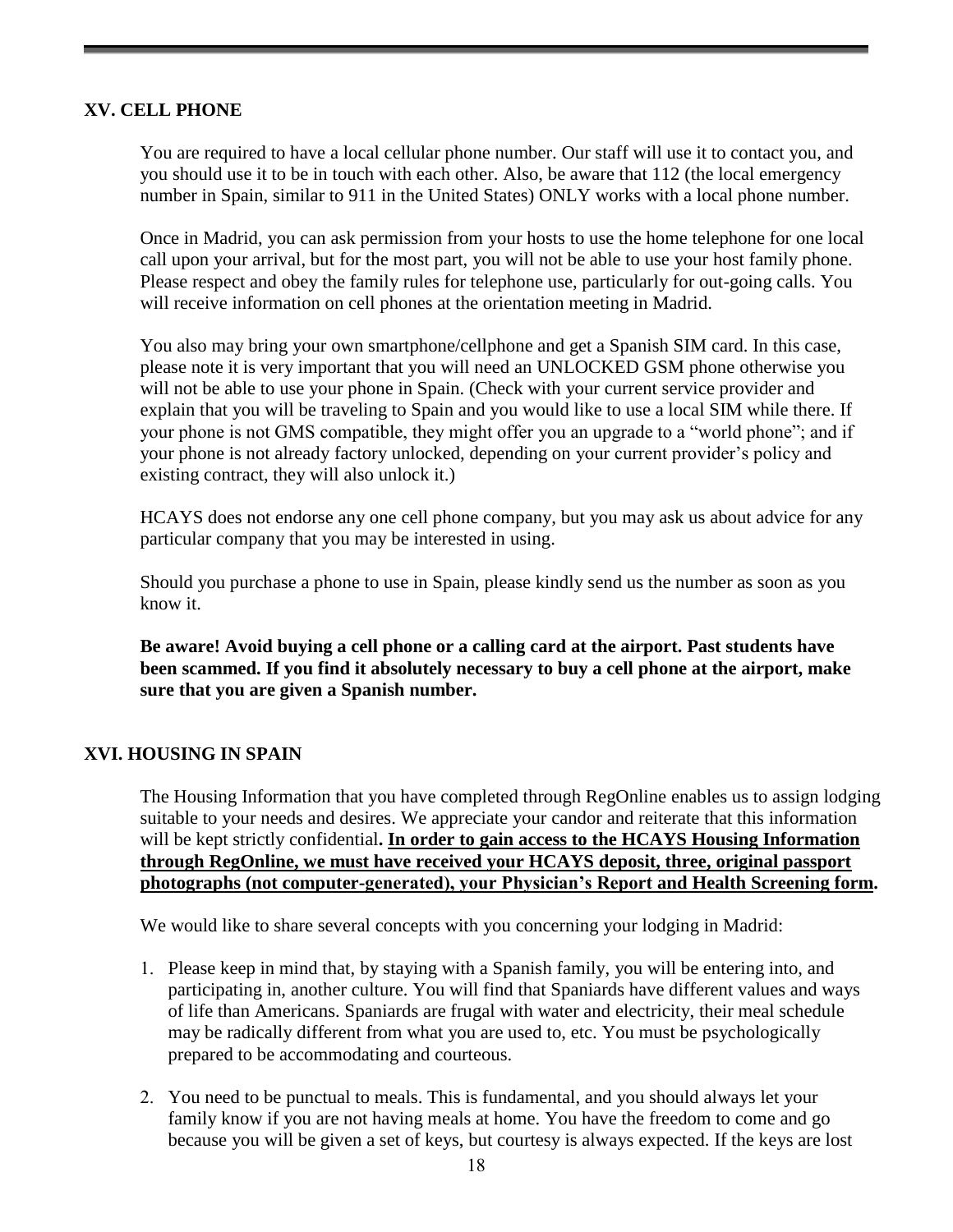## XV. CELL PHONE

You are required to have a local cellular phone number. Our staff will use it to contact you, and you should use it to be in touch with each other. Also, be aware that 112 (the local emergency number in Spain, similar to 911 in the United States) ONLY works with a local phone number.

Once in Madrid, you can ask permission from your hosts to use the home telephone for one local call upon your arrival, but for the most part, you will not be able to use your host family phone. Please respect and obey the family rules for telephone use, particularly for out-going calls. You will receive information on cell phones at the orientation meeting in Madrid.

You also may bring your own smartphone/cellphone and get a Spanish SIM card. In this case, please note it is very important that you will need an UNLOCKED GSM phone otherwise you will not be able to use your phone in Spain. (Check with your current service provider and explain that you will be traveling to Spain and you would like to use a local SIM while there. If your phone is not GMS compatible, they might offer you an upgrade to a "world phone"; and if your phone is not already factory unlocked, depending on your current provider's policy and existing contract, they will also unlock it.)

HCAYS does not endorse any one cell phone company, but you may ask us about advice for any particular company that you may be interested in using.

Should you purchase a phone to use in Spain, please kindly send us the number as soon as you know it.

**Be aware! Avoid buying a cell phone or a calling card at the airport. Past students have been scammed. If you find it absolutely necessary to buy a cell phone at the airport, make sure that you are given a Spanish number.**

## XVI. HOUSING IN SPAIN

The Housing Information that you have completed through RegOnline enables us to assign lodging suitable to your needs and desires. We appreciate your candor and reiterate that this information will be kept strictly confidential**. <u>In order to gain access to the HCAYS Housing Information through RegOnline, we must have received your HCAYS deposit, three, original passport photographs (not computer-generated), your Physician's Report and Health Screening form</u>.**

We would like to share several concepts with you concerning your lodging in Madrid:

1. Please keep in mind that, by staying with a Spanish family, you will be entering into, and participating in, another culture. You will find that Spaniards have different values and ways of life than Americans. Spaniards are frugal with water and electricity, their meal schedule may be radically different from what you are used to, etc. You must be psychologically prepared to be accommodating and courteous.

2. You need to be punctual to meals. This is fundamental, and you should always let your family know if you are not having meals at home. You have the freedom to come and go because you will be given a set of keys, but courtesy is always expected. If the keys are lost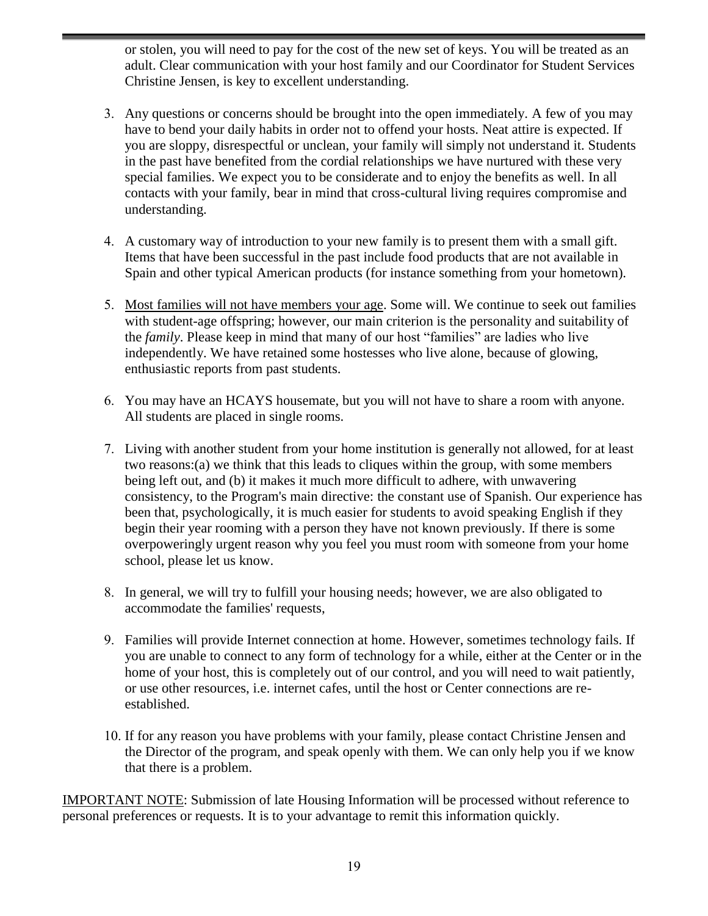or stolen, you will need to pay for the cost of the new set of keys. You will be treated as an adult. Clear communication with your host family and our Coordinator for Student Services Christine Jensen, is key to excellent understanding.

3. Any questions or concerns should be brought into the open immediately. A few of you may have to bend your daily habits in order not to offend your hosts. Neat attire is expected. If you are sloppy, disrespectful or unclean, your family will simply not understand it. Students in the past have benefited from the cordial relationships we have nurtured with these very special families. We expect you to be considerate and to enjoy the benefits as well. In all contacts with your family, bear in mind that cross-cultural living requires compromise and understanding.

4. A customary way of introduction to your new family is to present them with a small gift. Items that have been successful in the past include food products that are not available in Spain and other typical American products (for instance something from your hometown).

5. <u>Most families will not have members your age</u>. Some will. We continue to seek out families with student-age offspring; however, our main criterion is the personality and suitability of the *family*. Please keep in mind that many of our host "families" are ladies who live independently. We have retained some hostesses who live alone, because of glowing, enthusiastic reports from past students.

6. You may have an HCAYS housemate, but you will not have to share a room with anyone. All students are placed in single rooms.

7. Living with another student from your home institution is generally not allowed, for at least two reasons:(a) we think that this leads to cliques within the group, with some members being left out, and (b) it makes it much more difficult to adhere, with unwavering consistency, to the Program's main directive: the constant use of Spanish. Our experience has been that, psychologically, it is much easier for students to avoid speaking English if they begin their year rooming with a person they have not known previously. If there is some overpoweringly urgent reason why you feel you must room with someone from your home school, please let us know.

8. In general, we will try to fulfill your housing needs; however, we are also obligated to accommodate the families' requests,

9. Families will provide Internet connection at home. However, sometimes technology fails. If you are unable to connect to any form of technology for a while, either at the Center or in the home of your host, this is completely out of our control, and you will need to wait patiently, or use other resources, i.e. internet cafes, until the host or Center connections are re-established.

10. If for any reason you have problems with your family, please contact Christine Jensen and the Director of the program, and speak openly with them. We can only help you if we know that there is a problem.

<u>IMPORTANT NOTE</u>: Submission of late Housing Information will be processed without reference to personal preferences or requests. It is to your advantage to remit this information quickly.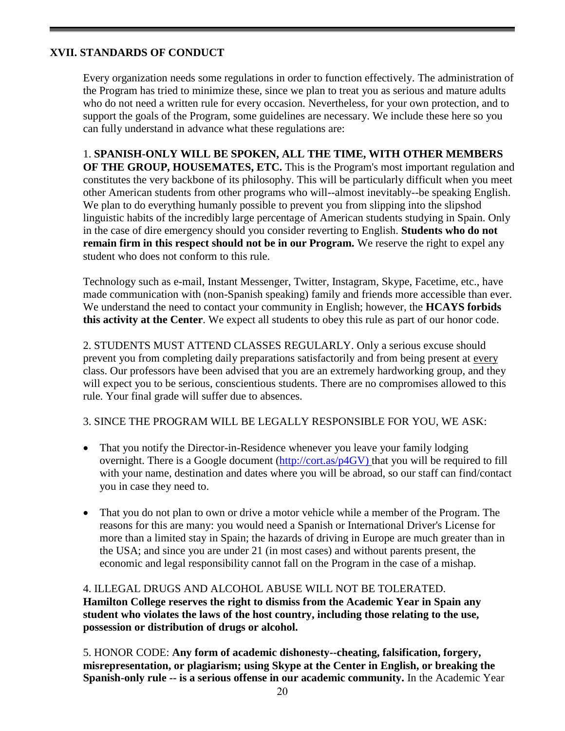## XVII. STANDARDS OF CONDUCT

Every organization needs some regulations in order to function effectively. The administration of the Program has tried to minimize these, since we plan to treat you as serious and mature adults who do not need a written rule for every occasion. Nevertheless, for your own protection, and to support the goals of the Program, some guidelines are necessary. We include these here so you can fully understand in advance what these regulations are:

1. **SPANISH-ONLY WILL BE SPOKEN, ALL THE TIME, WITH OTHER MEMBERS OF THE GROUP, HOUSEMATES, ETC.** This is the Program's most important regulation and constitutes the very backbone of its philosophy. This will be particularly difficult when you meet other American students from other programs who will--almost inevitably--be speaking English. We plan to do everything humanly possible to prevent you from slipping into the slipshod linguistic habits of the incredibly large percentage of American students studying in Spain. Only in the case of dire emergency should you consider reverting to English. **Students who do not remain firm in this respect should not be in our Program.** We reserve the right to expel any student who does not conform to this rule.

Technology such as e-mail, Instant Messenger, Twitter, Instagram, Skype, Facetime, etc., have made communication with (non-Spanish speaking) family and friends more accessible than ever. We understand the need to contact your community in English; however, the **HCAYS forbids this activity at the Center**. We expect all students to obey this rule as part of our honor code.

2. STUDENTS MUST ATTEND CLASSES REGULARLY. Only a serious excuse should prevent you from completing daily preparations satisfactorily and from being present at every class. Our professors have been advised that you are an extremely hardworking group, and they will expect you to be serious, conscientious students. There are no compromises allowed to this rule. Your final grade will suffer due to absences.

3. SINCE THE PROGRAM WILL BE LEGALLY RESPONSIBLE FOR YOU, WE ASK:

- That you notify the Director-in-Residence whenever you leave your family lodging overnight. There is a Google document ([http://cort.as/p4GV)](http://cort.as/p4GV) that you will be required to fill with your name, destination and dates where you will be abroad, so our staff can find/contact you in case they need to.
- That you do not plan to own or drive a motor vehicle while a member of the Program. The reasons for this are many: you would need a Spanish or International Driver's License for more than a limited stay in Spain; the hazards of driving in Europe are much greater than in the USA; and since you are under 21 (in most cases) and without parents present, the economic and legal responsibility cannot fall on the Program in the case of a mishap.

4. ILLEGAL DRUGS AND ALCOHOL ABUSE WILL NOT BE TOLERATED. **Hamilton College reserves the right to dismiss from the Academic Year in Spain any student who violates the laws of the host country, including those relating to the use, possession or distribution of drugs or alcohol.**

5. HONOR CODE: **Any form of academic dishonesty--cheating, falsification, forgery, misrepresentation, or plagiarism; using Skype at the Center in English, or breaking the Spanish-only rule -- is a serious offense in our academic community.** In the Academic Year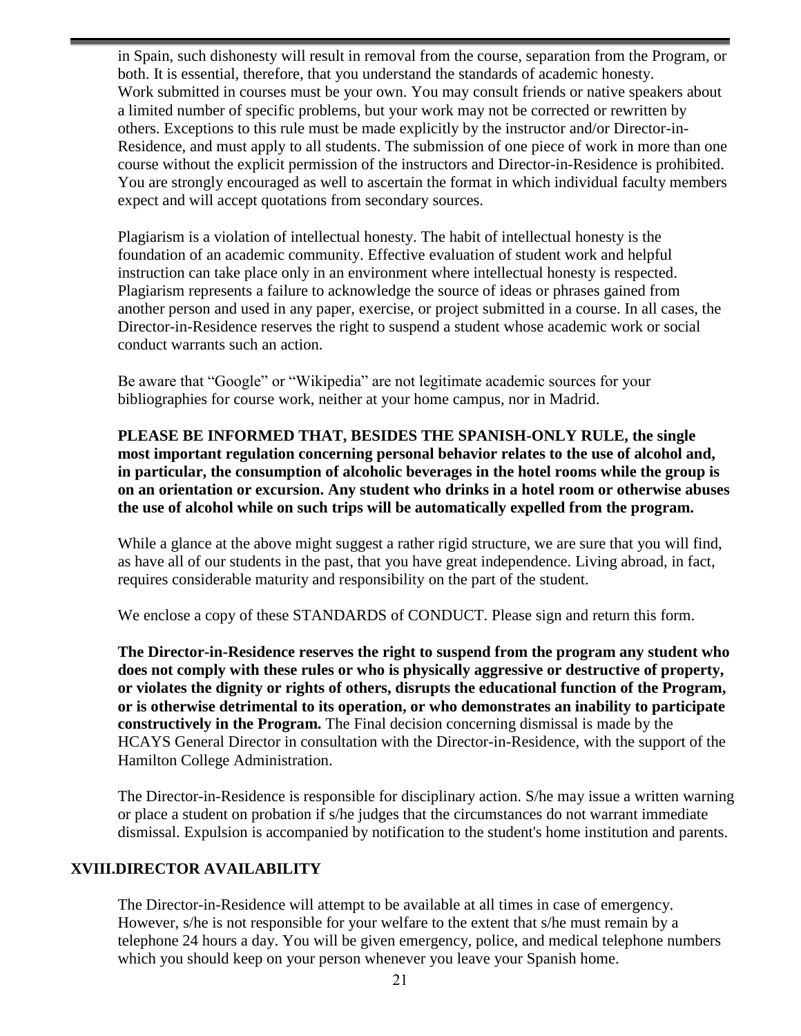in Spain, such dishonesty will result in removal from the course, separation from the Program, or both. It is essential, therefore, that you understand the standards of academic honesty. Work submitted in courses must be your own. You may consult friends or native speakers about a limited number of specific problems, but your work may not be corrected or rewritten by others. Exceptions to this rule must be made explicitly by the instructor and/or Director-in-Residence, and must apply to all students. The submission of one piece of work in more than one course without the explicit permission of the instructors and Director-in-Residence is prohibited. You are strongly encouraged as well to ascertain the format in which individual faculty members expect and will accept quotations from secondary sources.

Plagiarism is a violation of intellectual honesty. The habit of intellectual honesty is the foundation of an academic community. Effective evaluation of student work and helpful instruction can take place only in an environment where intellectual honesty is respected. Plagiarism represents a failure to acknowledge the source of ideas or phrases gained from another person and used in any paper, exercise, or project submitted in a course. In all cases, the Director-in-Residence reserves the right to suspend a student whose academic work or social conduct warrants such an action.

Be aware that "Google" or "Wikipedia" are not legitimate academic sources for your bibliographies for course work, neither at your home campus, nor in Madrid.

**PLEASE BE INFORMED THAT, BESIDES THE SPANISH-ONLY RULE, the single most important regulation concerning personal behavior relates to the use of alcohol and, in particular, the consumption of alcoholic beverages in the hotel rooms while the group is on an orientation or excursion. Any student who drinks in a hotel room or otherwise abuses the use of alcohol while on such trips will be automatically expelled from the program.**

While a glance at the above might suggest a rather rigid structure, we are sure that you will find, as have all of our students in the past, that you have great independence. Living abroad, in fact, requires considerable maturity and responsibility on the part of the student.

We enclose a copy of these STANDARDS of CONDUCT. Please sign and return this form.

**The Director-in-Residence reserves the right to suspend from the program any student who does not comply with these rules or who is physically aggressive or destructive of property, or violates the dignity or rights of others, disrupts the educational function of the Program, or is otherwise detrimental to its operation, or who demonstrates an inability to participate constructively in the Program.** The Final decision concerning dismissal is made by the HCAYS General Director in consultation with the Director-in-Residence, with the support of the Hamilton College Administration.

The Director-in-Residence is responsible for disciplinary action. S/he may issue a written warning or place a student on probation if s/he judges that the circumstances do not warrant immediate dismissal. Expulsion is accompanied by notification to the student's home institution and parents.

## XVIII. DIRECTOR AVAILABILITY

The Director-in-Residence will attempt to be available at all times in case of emergency. However, s/he is not responsible for your welfare to the extent that s/he must remain by a telephone 24 hours a day. You will be given emergency, police, and medical telephone numbers which you should keep on your person whenever you leave your Spanish home.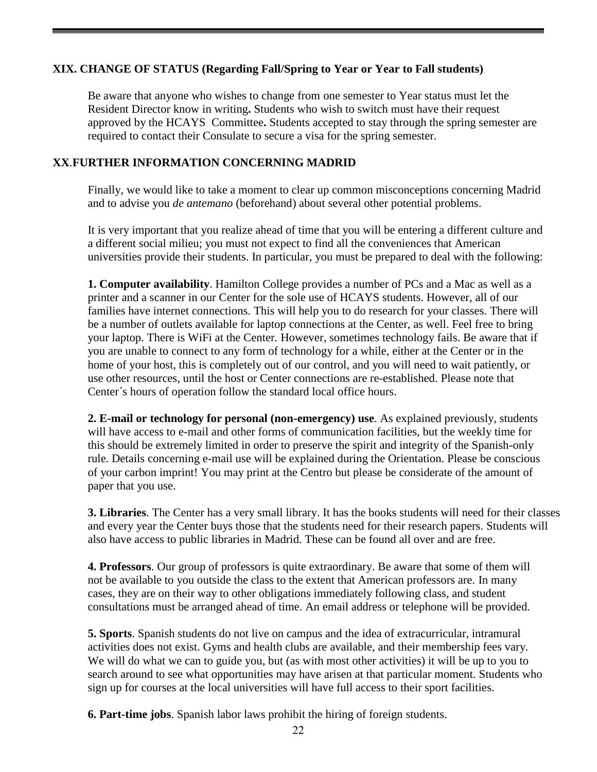## XIX. CHANGE OF STATUS (Regarding Fall/Spring to Year or Year to Fall students)

Be aware that anyone who wishes to change from one semester to Year status must let the Resident Director know in writing**.** Students who wish to switch must have their request approved by the HCAYS Committee**.** Students accepted to stay through the spring semester are required to contact their Consulate to secure a visa for the spring semester.

## XX.FURTHER INFORMATION CONCERNING MADRID

Finally, we would like to take a moment to clear up common misconceptions concerning Madrid and to advise you *de antemano* (beforehand) about several other potential problems.

It is very important that you realize ahead of time that you will be entering a different culture and a different social milieu; you must not expect to find all the conveniences that American universities provide their students. In particular, you must be prepared to deal with the following:

**1. Computer availability**. Hamilton College provides a number of PCs and a Mac as well as a printer and a scanner in our Center for the sole use of HCAYS students. However, all of our families have internet connections. This will help you to do research for your classes. There will be a number of outlets available for laptop connections at the Center, as well. Feel free to bring your laptop. There is WiFi at the Center. However, sometimes technology fails. Be aware that if you are unable to connect to any form of technology for a while, either at the Center or in the home of your host, this is completely out of our control, and you will need to wait patiently, or use other resources, until the host or Center connections are re-established. Please note that Center´s hours of operation follow the standard local office hours.

**2. E-mail or technology for personal (non-emergency) use**. As explained previously, students will have access to e-mail and other forms of communication facilities, but the weekly time for this should be extremely limited in order to preserve the spirit and integrity of the Spanish-only rule. Details concerning e-mail use will be explained during the Orientation. Please be conscious of your carbon imprint! You may print at the Centro but please be considerate of the amount of paper that you use.

**3. Libraries**. The Center has a very small library. It has the books students will need for their classes and every year the Center buys those that the students need for their research papers. Students will also have access to public libraries in Madrid. These can be found all over and are free.

**4. Professors**. Our group of professors is quite extraordinary. Be aware that some of them will not be available to you outside the class to the extent that American professors are. In many cases, they are on their way to other obligations immediately following class, and student consultations must be arranged ahead of time. An email address or telephone will be provided.

**5. Sports**. Spanish students do not live on campus and the idea of extracurricular, intramural activities does not exist. Gyms and health clubs are available, and their membership fees vary. We will do what we can to guide you, but (as with most other activities) it will be up to you to search around to see what opportunities may have arisen at that particular moment. Students who sign up for courses at the local universities will have full access to their sport facilities.

**6. Part-time jobs**. Spanish labor laws prohibit the hiring of foreign students.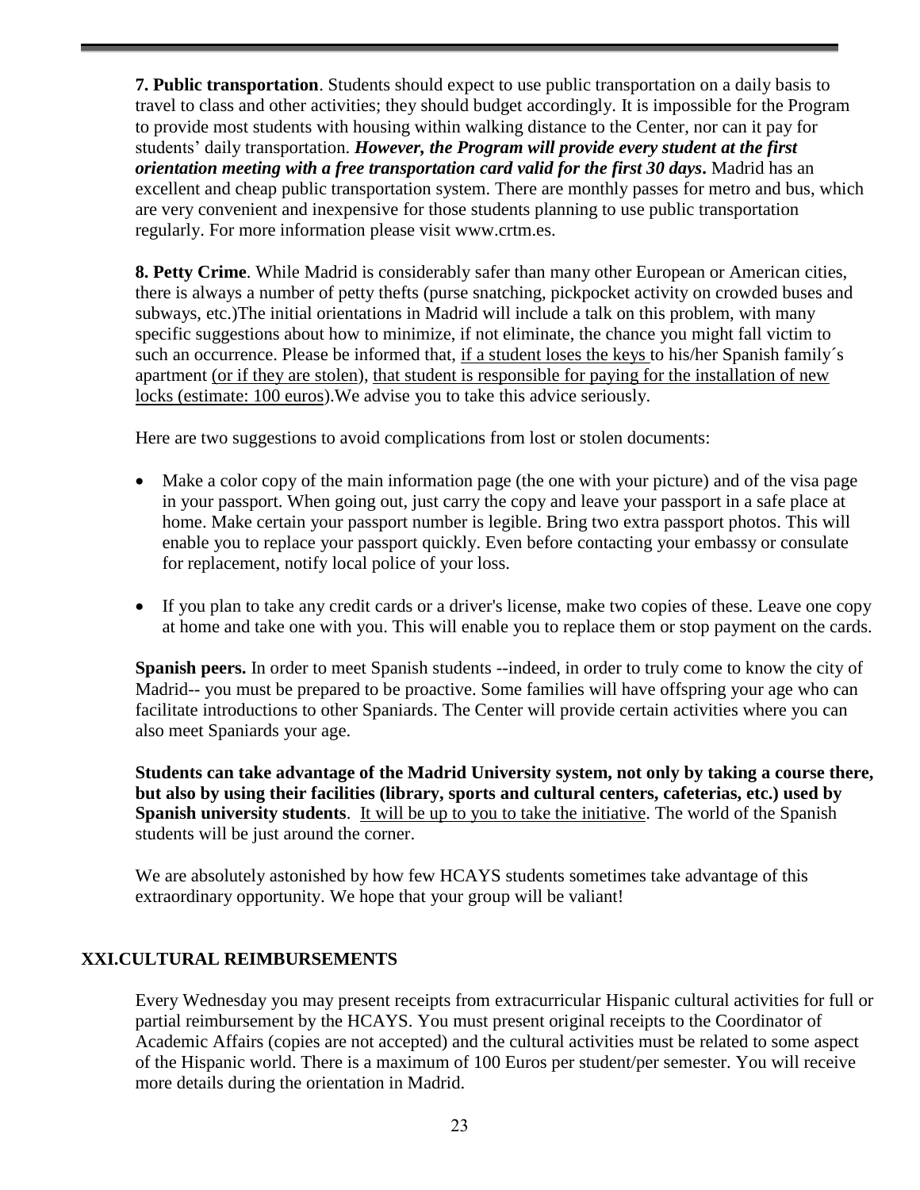**7. Public transportation**. Students should expect to use public transportation on a daily basis to travel to class and other activities; they should budget accordingly. It is impossible for the Program to provide most students with housing within walking distance to the Center, nor can it pay for students' daily transportation. ***However, the Program will provide every student at the first orientation meeting with a free transportation card valid for the first 30 days*.** Madrid has an excellent and cheap public transportation system. There are monthly passes for metro and bus, which are very convenient and inexpensive for those students planning to use public transportation regularly. For more information please visit www.crtm.es.

**8. Petty Crime**. While Madrid is considerably safer than many other European or American cities, there is always a number of petty thefts (purse snatching, pickpocket activity on crowded buses and subways, etc.)The initial orientations in Madrid will include a talk on this problem, with many specific suggestions about how to minimize, if not eliminate, the chance you might fall victim to such an occurrence. Please be informed that, <u>if a student loses the keys</u> to his/her Spanish family´s apartment <u>(or if they are stolen)</u>, <u>that student is responsible for paying for the installation of new locks (estimate: 100 euros)</u>.We advise you to take this advice seriously.

Here are two suggestions to avoid complications from lost or stolen documents:

- Make a color copy of the main information page (the one with your picture) and of the visa page in your passport. When going out, just carry the copy and leave your passport in a safe place at home. Make certain your passport number is legible. Bring two extra passport photos. This will enable you to replace your passport quickly. Even before contacting your embassy or consulate for replacement, notify local police of your loss.

- If you plan to take any credit cards or a driver's license, make two copies of these. Leave one copy at home and take one with you. This will enable you to replace them or stop payment on the cards.

**Spanish peers.** In order to meet Spanish students --indeed, in order to truly come to know the city of Madrid-- you must be prepared to be proactive. Some families will have offspring your age who can facilitate introductions to other Spaniards. The Center will provide certain activities where you can also meet Spaniards your age.

**Students can take advantage of the Madrid University system, not only by taking a course there, but also by using their facilities (library, sports and cultural centers, cafeterias, etc.) used by Spanish university students**. <u>It will be up to you to take the initiative</u>. The world of the Spanish students will be just around the corner.

We are absolutely astonished by how few HCAYS students sometimes take advantage of this extraordinary opportunity. We hope that your group will be valiant!

## XXI.CULTURAL REIMBURSEMENTS

Every Wednesday you may present receipts from extracurricular Hispanic cultural activities for full or partial reimbursement by the HCAYS. You must present original receipts to the Coordinator of Academic Affairs (copies are not accepted) and the cultural activities must be related to some aspect of the Hispanic world. There is a maximum of 100 Euros per student/per semester. You will receive more details during the orientation in Madrid.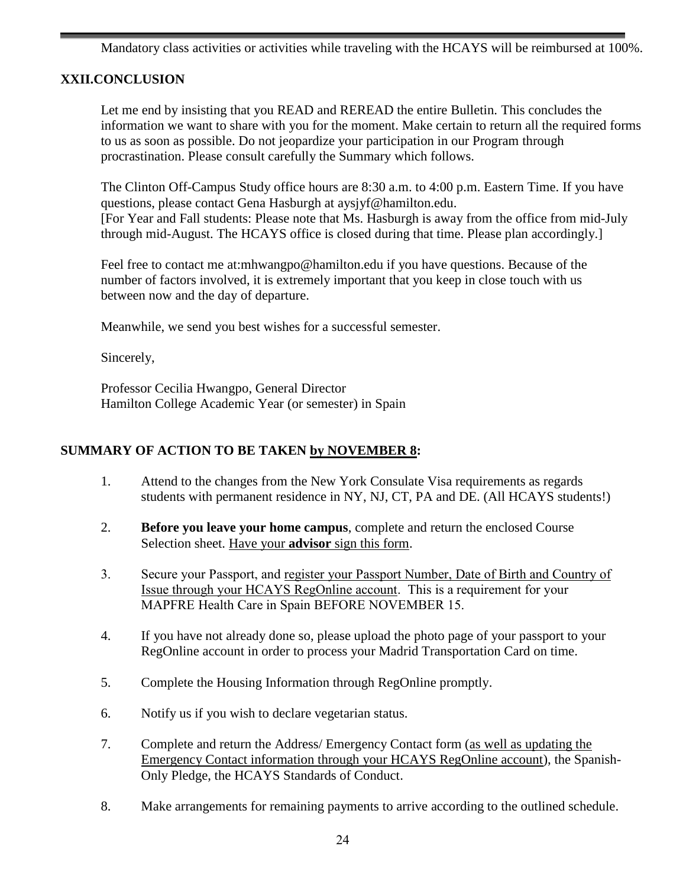Mandatory class activities or activities while traveling with the HCAYS will be reimbursed at 100%.

## XXII.CONCLUSION

Let me end by insisting that you READ and REREAD the entire Bulletin. This concludes the information we want to share with you for the moment. Make certain to return all the required forms to us as soon as possible. Do not jeopardize your participation in our Program through procrastination. Please consult carefully the Summary which follows.

The Clinton Off-Campus Study office hours are 8:30 a.m. to 4:00 p.m. Eastern Time. If you have questions, please contact Gena Hasburgh at aysjyf@hamilton.edu.
[For Year and Fall students: Please note that Ms. Hasburgh is away from the office from mid-July through mid-August. The HCAYS office is closed during that time. Please plan accordingly.]

Feel free to contact me at:mhwangpo@hamilton.edu if you have questions. Because of the number of factors involved, it is extremely important that you keep in close touch with us between now and the day of departure.

Meanwhile, we send you best wishes for a successful semester.

Sincerely,

Professor Cecilia Hwangpo, General Director
Hamilton College Academic Year (or semester) in Spain

## SUMMARY OF ACTION TO BE TAKEN by NOVEMBER 8:

1. Attend to the changes from the New York Consulate Visa requirements as regards students with permanent residence in NY, NJ, CT, PA and DE. (All HCAYS students!)

2. **Before you leave your home campus**, complete and return the enclosed Course Selection sheet. Have your **advisor** sign this form.

3. Secure your Passport, and register your Passport Number, Date of Birth and Country of Issue through your HCAYS RegOnline account. This is a requirement for your MAPFRE Health Care in Spain BEFORE NOVEMBER 15.

4. If you have not already done so, please upload the photo page of your passport to your RegOnline account in order to process your Madrid Transportation Card on time.

5. Complete the Housing Information through RegOnline promptly.

6. Notify us if you wish to declare vegetarian status.

7. Complete and return the Address/ Emergency Contact form (as well as updating the Emergency Contact information through your HCAYS RegOnline account), the Spanish-Only Pledge, the HCAYS Standards of Conduct.

8. Make arrangements for remaining payments to arrive according to the outlined schedule.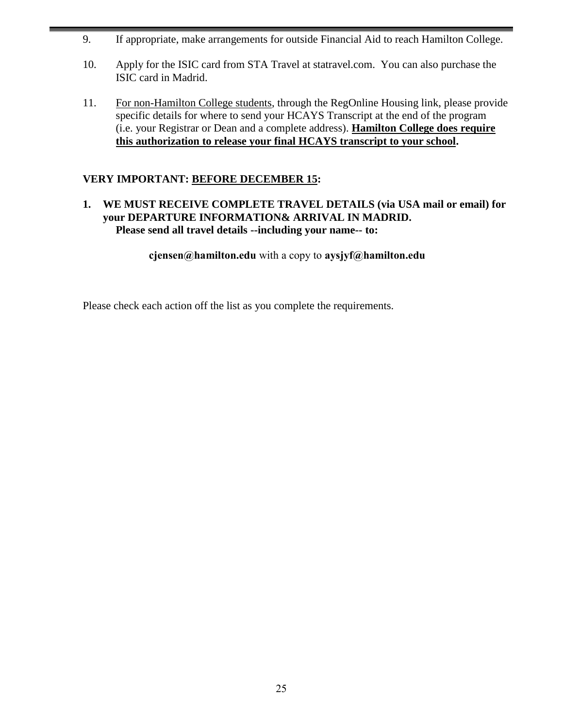9. If appropriate, make arrangements for outside Financial Aid to reach Hamilton College.

10. Apply for the ISIC card from STA Travel at statravel.com. You can also purchase the ISIC card in Madrid.

11. For non-Hamilton College students, through the RegOnline Housing link, please provide specific details for where to send your HCAYS Transcript at the end of the program (i.e. your Registrar or Dean and a complete address). **Hamilton College does require this authorization to release your final HCAYS transcript to your school.**

**VERY IMPORTANT: BEFORE DECEMBER 15:**

**1. WE MUST RECEIVE COMPLETE TRAVEL DETAILS (via USA mail or email) for your DEPARTURE INFORMATION& ARRIVAL IN MADRID.**
**Please send all travel details --including your name-- to:**

**cjensen@hamilton.edu** with a copy to **aysjyf@hamilton.edu**

Please check each action off the list as you complete the requirements.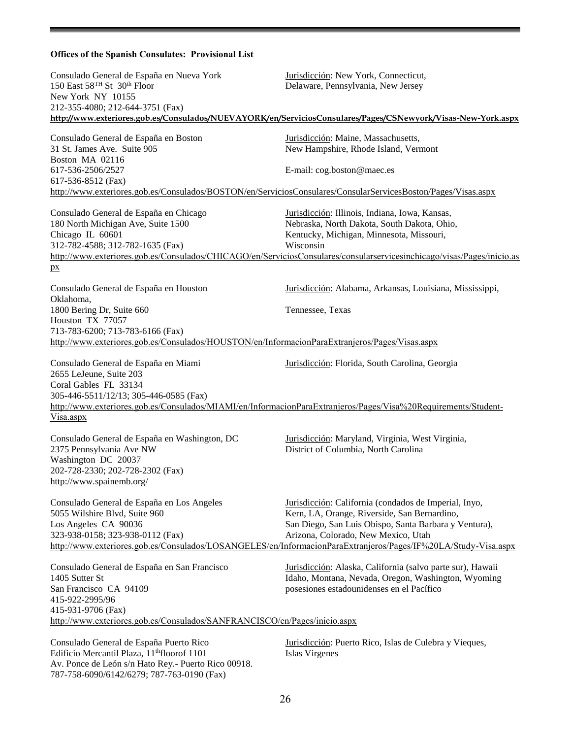**Offices of the Spanish Consulates: Provisional List**

Consulado General de España en Nueva York
150 East 58TH St 30th Floor
New York NY 10155
212-355-4080; 212-644-3751 (Fax)
Jurisdicción: New York, Connecticut, Delaware, Pennsylvania, New Jersey
**http://www.exteriores.gob.es/Consulados/NUEVAYORK/en/ServiciosConsulares/Pages/CSNewyork/Visas-New-York.aspx**

Consulado General de España en Boston
31 St. James Ave. Suite 905
Boston MA 02116
617-536-2506/2527
617-536-8512 (Fax)
Jurisdicción: Maine, Massachusetts, New Hampshire, Rhode Island, Vermont
E-mail: cog.boston@maec.es
http://www.exteriores.gob.es/Consulados/BOSTON/en/ServiciosConsulares/ConsularServicesBoston/Pages/Visas.aspx

Consulado General de España en Chicago
180 North Michigan Ave, Suite 1500
Chicago IL 60601
312-782-4588; 312-782-1635 (Fax)
Jurisdicción: Illinois, Indiana, Iowa, Kansas, Nebraska, North Dakota, South Dakota, Ohio, Kentucky, Michigan, Minnesota, Missouri, Wisconsin
http://www.exteriores.gob.es/Consulados/CHICAGO/en/ServiciosConsulares/consularservicesinchicago/visas/Pages/inicio.aspx

Consulado General de España en Houston
1800 Bering Dr, Suite 660
Houston TX 77057
713-783-6200; 713-783-6166 (Fax)
Jurisdicción: Alabama, Arkansas, Louisiana, Mississippi, Oklahoma, Tennessee, Texas
http://www.exteriores.gob.es/Consulados/HOUSTON/en/InformacionParaExtranjeros/Pages/Visas.aspx

Consulado General de España en Miami
2655 LeJeune, Suite 203
Coral Gables FL 33134
305-446-5511/12/13; 305-446-0585 (Fax)
Jurisdicción: Florida, South Carolina, Georgia
http://www.exteriores.gob.es/Consulados/MIAMI/en/InformacionParaExtranjeros/Pages/Visa%20Requirements/Student-Visa.aspx

Consulado General de España en Washington, DC
2375 Pennsylvania Ave NW
Washington DC 20037
202-728-2330; 202-728-2302 (Fax)
http://www.spainemb.org/
Jurisdicción: Maryland, Virginia, West Virginia, District of Columbia, North Carolina

Consulado General de España en Los Angeles
5055 Wilshire Blvd, Suite 960
Los Angeles CA 90036
323-938-0158; 323-938-0112 (Fax)
Jurisdicción: California (condados de Imperial, Inyo, Kern, LA, Orange, Riverside, San Bernardino, San Diego, San Luis Obispo, Santa Barbara y Ventura), Arizona, Colorado, New Mexico, Utah
http://www.exteriores.gob.es/Consulados/LOSANGELES/en/InformacionParaExtranjeros/Pages/IF%20LA/Study-Visa.aspx

Consulado General de España en San Francisco
1405 Sutter St
San Francisco CA 94109
415-922-2995/96
415-931-9706 (Fax)
Jurisdicción: Alaska, California (salvo parte sur), Hawaii Idaho, Montana, Nevada, Oregon, Washington, Wyoming posesiones estadounidenses en el Pacífico
http://www.exteriores.gob.es/Consulados/SANFRANCISCO/en/Pages/inicio.aspx

Consulado General de España Puerto Rico
Edificio Mercantil Plaza, 11thfloorof 1101
Av. Ponce de León s/n Hato Rey.- Puerto Rico 00918.
787-758-6090/6142/6279; 787-763-0190 (Fax)
Jurisdicción: Puerto Rico, Islas de Culebra y Vieques, Islas Virgenes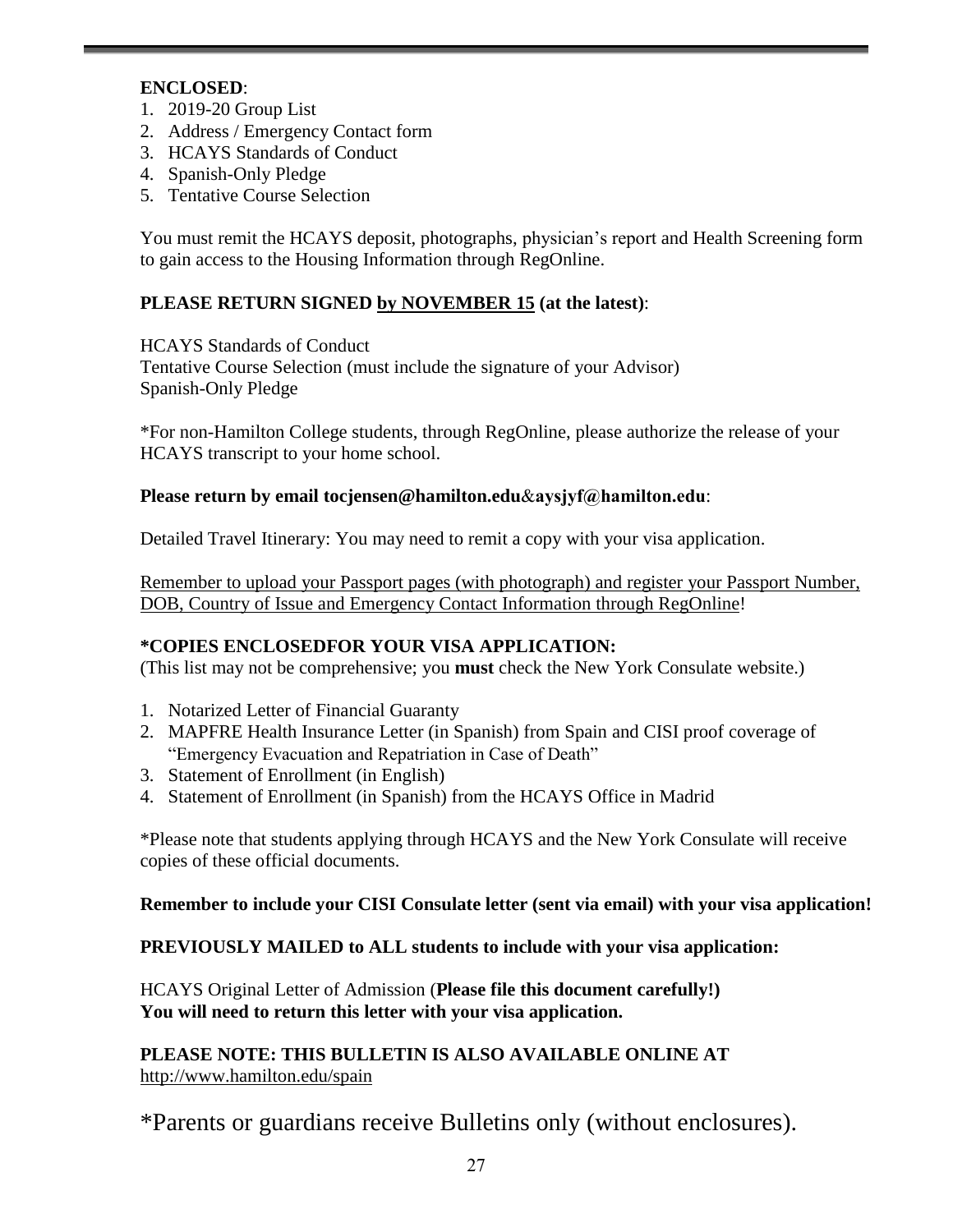**ENCLOSED**:

1. 2019-20 Group List
2. Address / Emergency Contact form
3. HCAYS Standards of Conduct
4. Spanish-Only Pledge
5. Tentative Course Selection

You must remit the HCAYS deposit, photographs, physician's report and Health Screening form to gain access to the Housing Information through RegOnline.

**PLEASE RETURN SIGNED <u>by NOVEMBER 15</u> (at the latest)**:

HCAYS Standards of Conduct
Tentative Course Selection (must include the signature of your Advisor)
Spanish-Only Pledge

*For non-Hamilton College students, through RegOnline, please authorize the release of your HCAYS transcript to your home school.

**Please return by email tocjensen@hamilton.edu&aysjyf@hamilton.edu**:

Detailed Travel Itinerary: You may need to remit a copy with your visa application.

<u>Remember to upload your Passport pages (with photograph) and register your Passport Number, DOB, Country of Issue and Emergency Contact Information through RegOnline</u>!

**\*COPIES ENCLOSEDFOR YOUR VISA APPLICATION:**
(This list may not be comprehensive; you **must** check the New York Consulate website.)

1. Notarized Letter of Financial Guaranty
2. MAPFRE Health Insurance Letter (in Spanish) from Spain and CISI proof coverage of "Emergency Evacuation and Repatriation in Case of Death"
3. Statement of Enrollment (in English)
4. Statement of Enrollment (in Spanish) from the HCAYS Office in Madrid

*Please note that students applying through HCAYS and the New York Consulate will receive copies of these official documents.

**Remember to include your CISI Consulate letter (sent via email) with your visa application!**

**PREVIOUSLY MAILED to ALL students to include with your visa application:**

HCAYS Original Letter of Admission (**Please file this document carefully!)**
**You will need to return this letter with your visa application.**

**PLEASE NOTE: THIS BULLETIN IS ALSO AVAILABLE ONLINE AT**
http://www.hamilton.edu/spain

*Parents or guardians receive Bulletins only (without enclosures).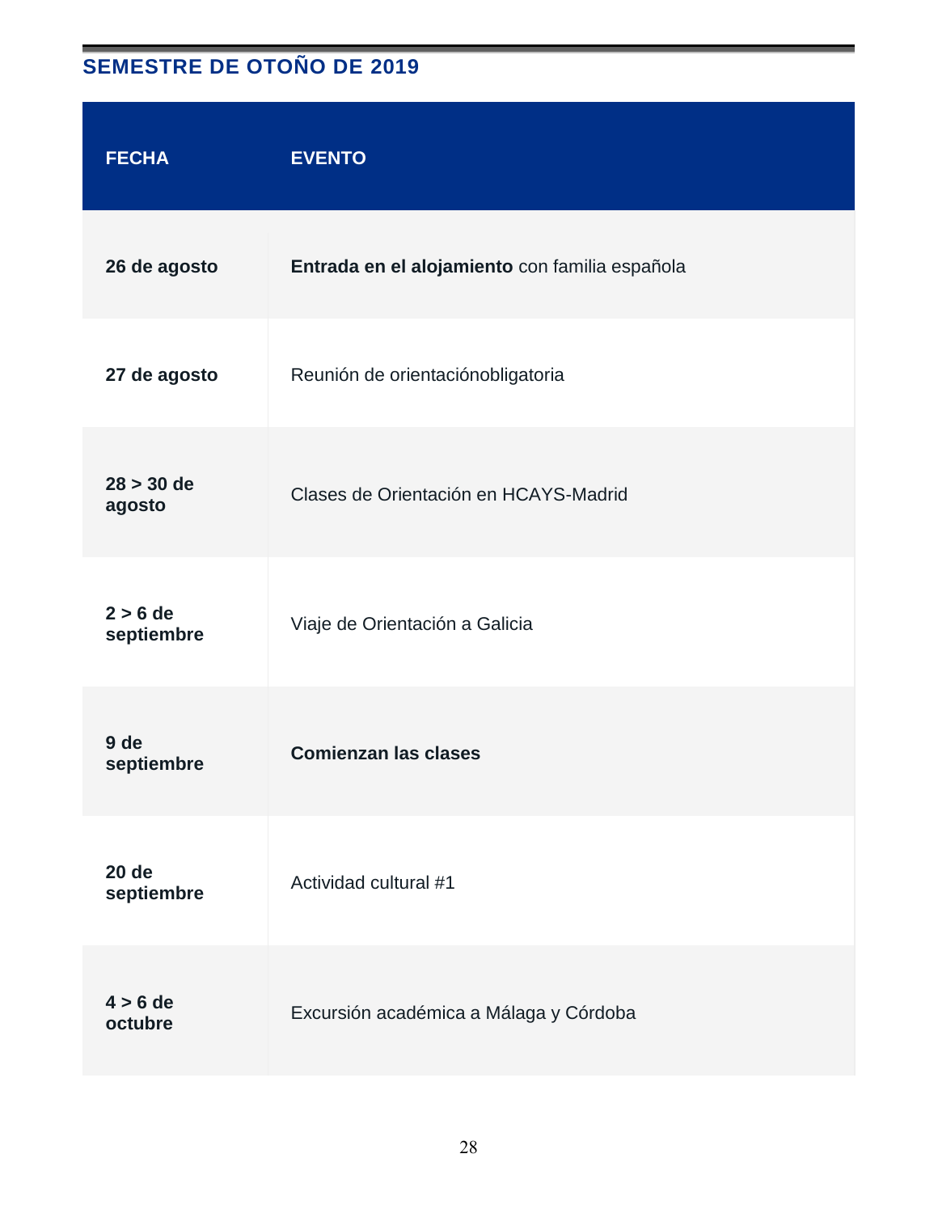## SEMESTRE DE OTOÑO DE 2019

| FECHA | EVENTO |
|---|---|
| **26 de agosto** | **Entrada en el alojamiento** con familia española |
| **27 de agosto** | Reunión de orientaciónobligatoria |
| **28 > 30 de agosto** | Clases de Orientación en HCAYS-Madrid |
| **2 > 6 de septiembre** | Viaje de Orientación a Galicia |
| **9 de septiembre** | **Comienzan las clases** |
| **20 de septiembre** | Actividad cultural #1 |
| **4 > 6 de octubre** | Excursión académica a Málaga y Córdoba |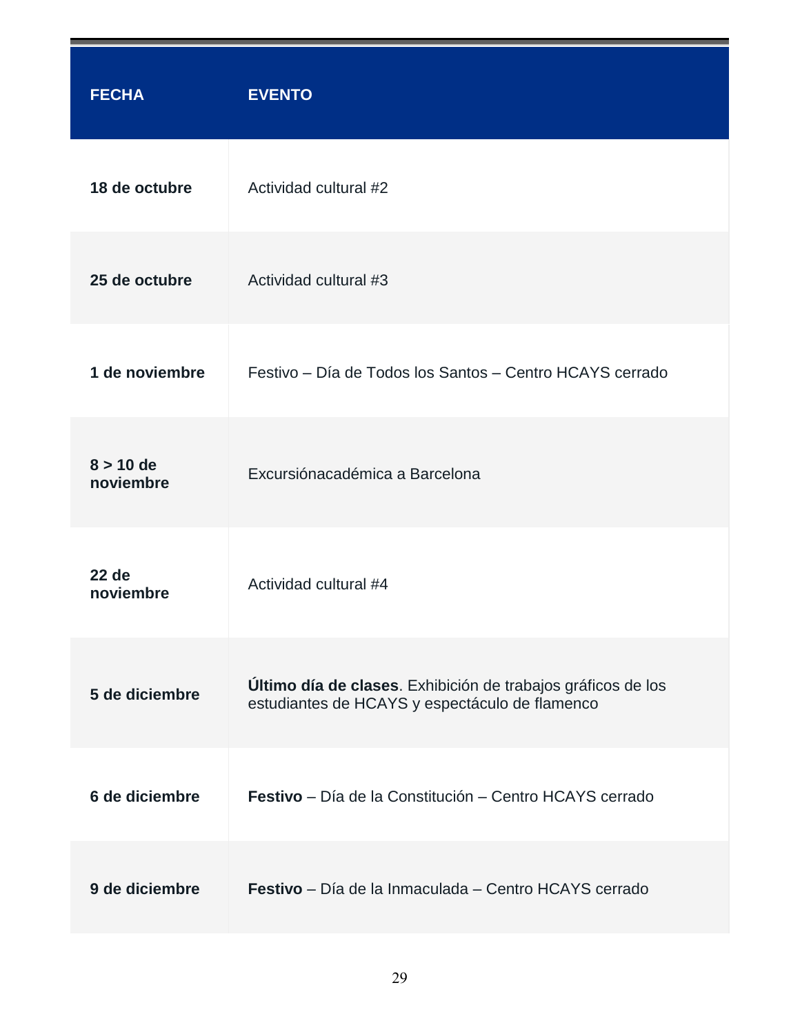| FECHA | EVENTO |
| --- | --- |
| **18 de octubre** | Actividad cultural #2 |
| **25 de octubre** | Actividad cultural #3 |
| **1 de noviembre** | Festivo – Día de Todos los Santos – Centro HCAYS cerrado |
| **8 > 10 de noviembre** | Excursiónacadémica a Barcelona |
| **22 de noviembre** | Actividad cultural #4 |
| **5 de diciembre** | **Último día de clases**. Exhibición de trabajos gráficos de los estudiantes de HCAYS y espectáculo de flamenco |
| **6 de diciembre** | **Festivo** – Día de la Constitución – Centro HCAYS cerrado |
| **9 de diciembre** | **Festivo** – Día de la Inmaculada – Centro HCAYS cerrado |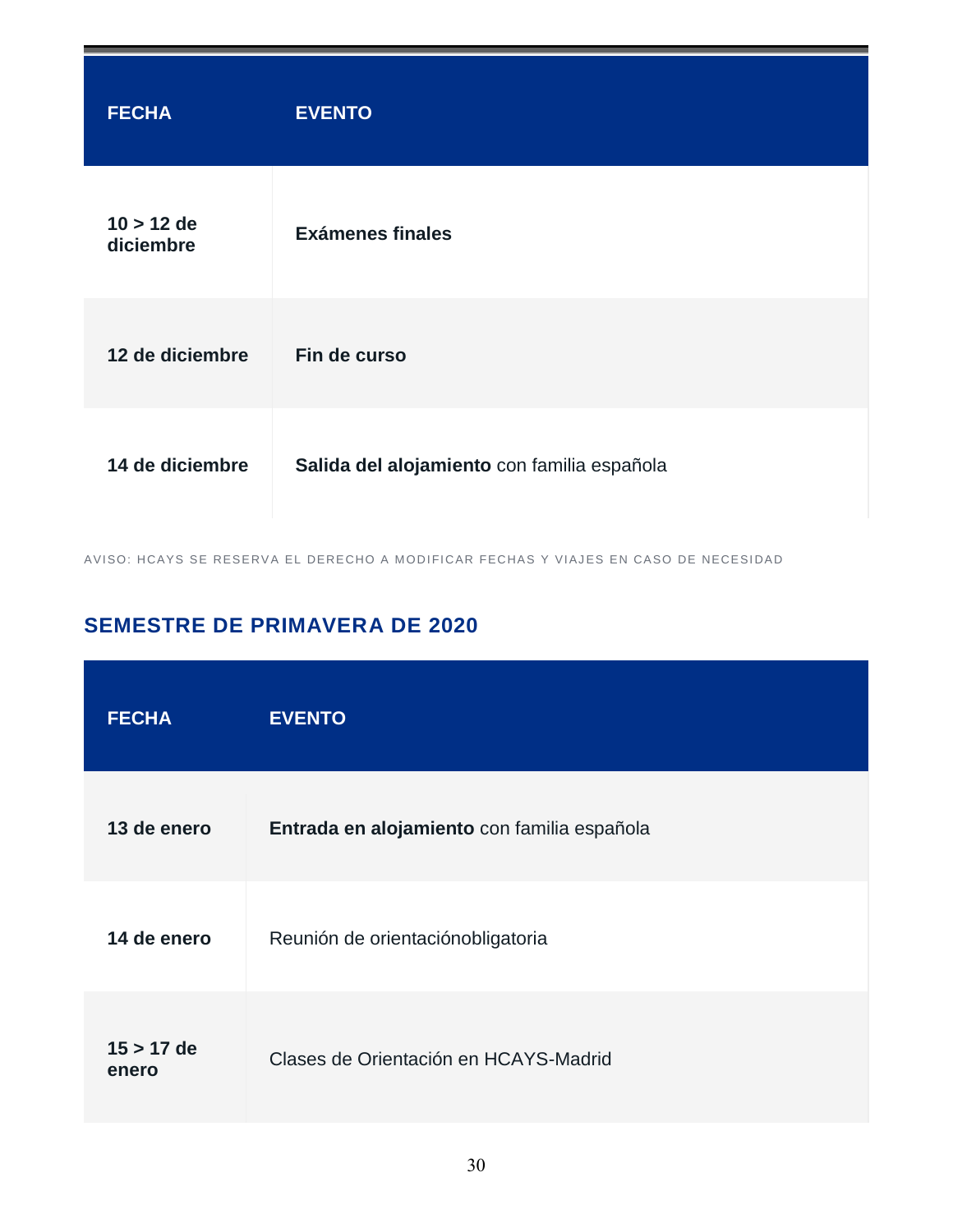| FECHA | EVENTO |
|---|---|
| **10 > 12 de diciembre** | **Exámenes finales** |
| **12 de diciembre** | **Fin de curso** |
| **14 de diciembre** | **Salida del alojamiento** con familia española |

AVISO: HCAYS SE RESERVA EL DERECHO A MODIFICAR FECHAS Y VIAJES EN CASO DE NECESIDAD

## SEMESTRE DE PRIMAVERA DE 2020

| FECHA | EVENTO |
|---|---|
| **13 de enero** | **Entrada en alojamiento** con familia española |
| **14 de enero** | Reunión de orientaciónobligatoria |
| **15 > 17 de enero** | Clases de Orientación en HCAYS-Madrid |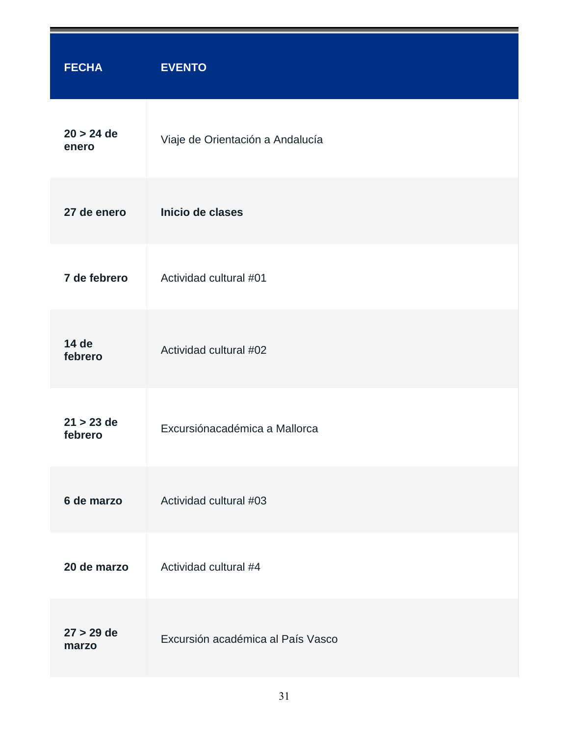| FECHA | EVENTO |
|---|---|
| **20 > 24 de enero** | Viaje de Orientación a Andalucía |
| **27 de enero** | **Inicio de clases** |
| **7 de febrero** | Actividad cultural #01 |
| **14 de febrero** | Actividad cultural #02 |
| **21 > 23 de febrero** | Excursiónacadémica a Mallorca |
| **6 de marzo** | Actividad cultural #03 |
| **20 de marzo** | Actividad cultural #4 |
| **27 > 29 de marzo** | Excursión académica al País Vasco |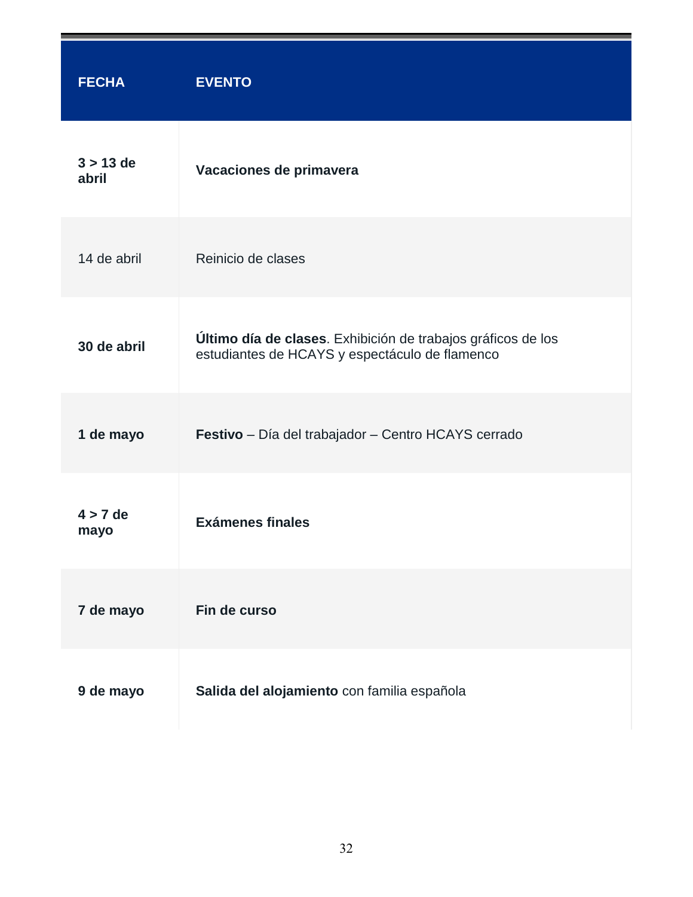| FECHA | EVENTO |
|---|---|
| **3 > 13 de abril** | **Vacaciones de primavera** |
| 14 de abril | Reinicio de clases |
| **30 de abril** | **Último día de clases**. Exhibición de trabajos gráficos de los estudiantes de HCAYS y espectáculo de flamenco |
| **1 de mayo** | **Festivo** – Día del trabajador – Centro HCAYS cerrado |
| **4 > 7 de mayo** | **Exámenes finales** |
| **7 de mayo** | **Fin de curso** |
| **9 de mayo** | **Salida del alojamiento** con familia española |